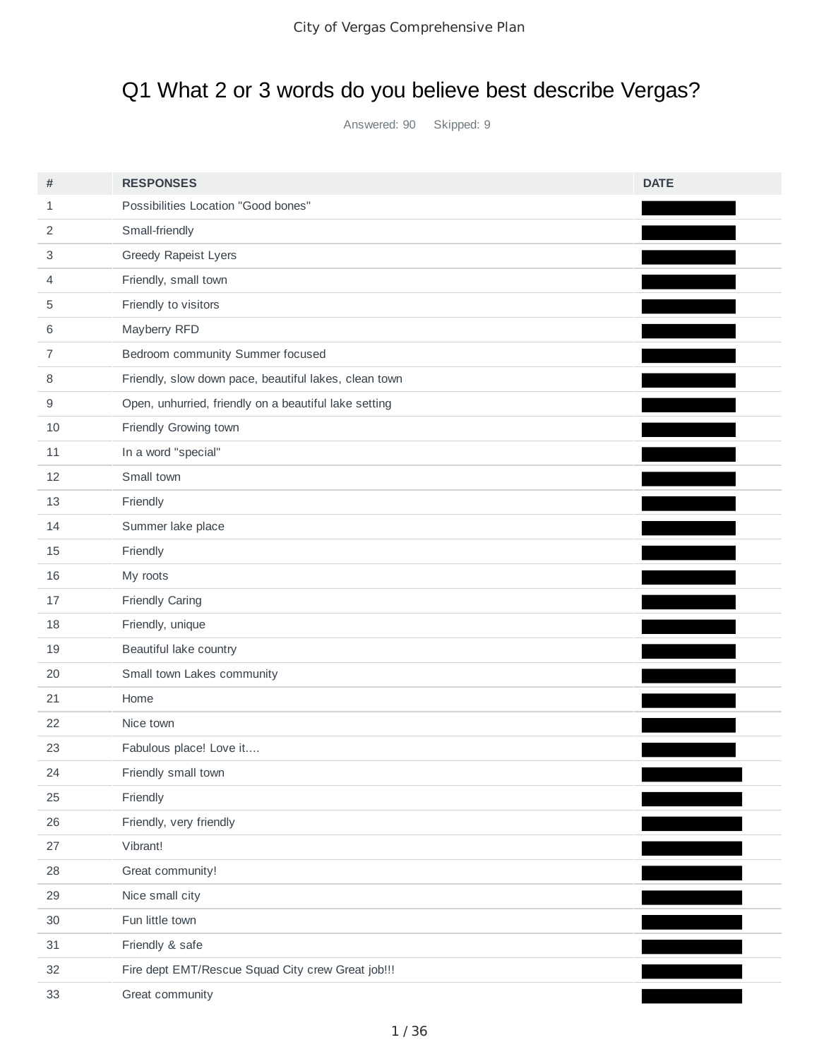# Q1 What 2 or 3 words do you believe best describe Vergas?

Answered: 90 Skipped: 9

| # | RESPONSES | DATE |
|---|---|---|
| 1 | Possibilities Location "Good bones" | |
| 2 | Small-friendly | |
| 3 | Greedy Rapeist Lyers | |
| 4 | Friendly, small town | |
| 5 | Friendly to visitors | |
| 6 | Mayberry RFD | |
| 7 | Bedroom community Summer focused | |
| 8 | Friendly, slow down pace, beautiful lakes, clean town | |
| 9 | Open, unhurried, friendly on a beautiful lake setting | |
| 10 | Friendly Growing town | |
| 11 | In a word "special" | |
| 12 | Small town | |
| 13 | Friendly | |
| 14 | Summer lake place | |
| 15 | Friendly | |
| 16 | My roots | |
| 17 | Friendly Caring | |
| 18 | Friendly, unique | |
| 19 | Beautiful lake country | |
| 20 | Small town Lakes community | |
| 21 | Home | |
| 22 | Nice town | |
| 23 | Fabulous place! Love it.... | |
| 24 | Friendly small town | |
| 25 | Friendly | |
| 26 | Friendly, very friendly | |
| 27 | Vibrant! | |
| 28 | Great community! | |
| 29 | Nice small city | |
| 30 | Fun little town | |
| 31 | Friendly & safe | |
| 32 | Fire dept EMT/Rescue Squad City crew Great job!!! | |
| 33 | Great community | |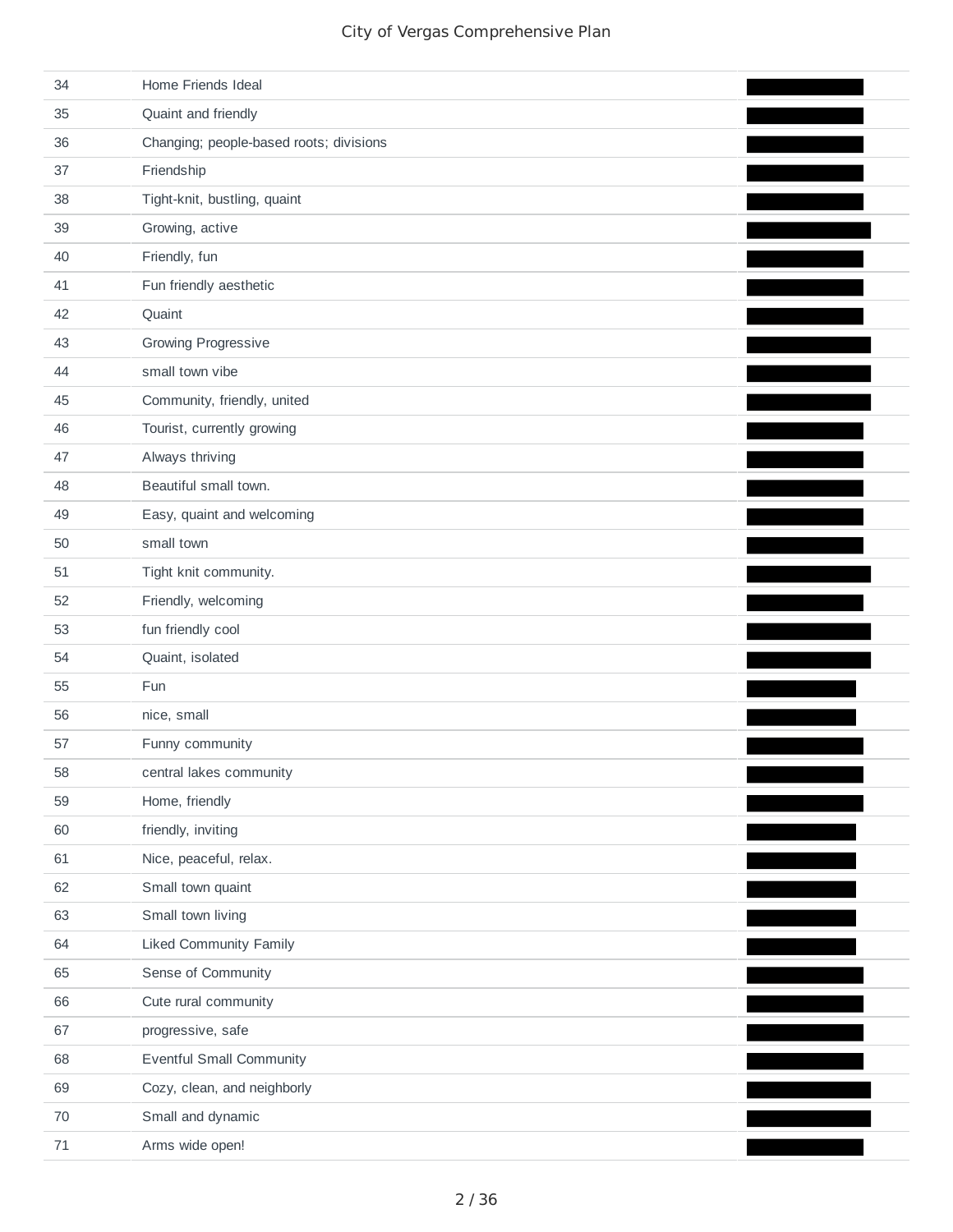| | | |
|---|---|---|
| 34 | Home Friends Ideal | |
| 35 | Quaint and friendly | |
| 36 | Changing; people-based roots; divisions | |
| 37 | Friendship | |
| 38 | Tight-knit, bustling, quaint | |
| 39 | Growing, active | |
| 40 | Friendly, fun | |
| 41 | Fun friendly aesthetic | |
| 42 | Quaint | |
| 43 | Growing Progressive | |
| 44 | small town vibe | |
| 45 | Community, friendly, united | |
| 46 | Tourist, currently growing | |
| 47 | Always thriving | |
| 48 | Beautiful small town. | |
| 49 | Easy, quaint and welcoming | |
| 50 | small town | |
| 51 | Tight knit community. | |
| 52 | Friendly, welcoming | |
| 53 | fun friendly cool | |
| 54 | Quaint, isolated | |
| 55 | Fun | |
| 56 | nice, small | |
| 57 | Funny community | |
| 58 | central lakes community | |
| 59 | Home, friendly | |
| 60 | friendly, inviting | |
| 61 | Nice, peaceful, relax. | |
| 62 | Small town quaint | |
| 63 | Small town living | |
| 64 | Liked Community Family | |
| 65 | Sense of Community | |
| 66 | Cute rural community | |
| 67 | progressive, safe | |
| 68 | Eventful Small Community | |
| 69 | Cozy, clean, and neighborly | |
| 70 | Small and dynamic | |
| 71 | Arms wide open! | |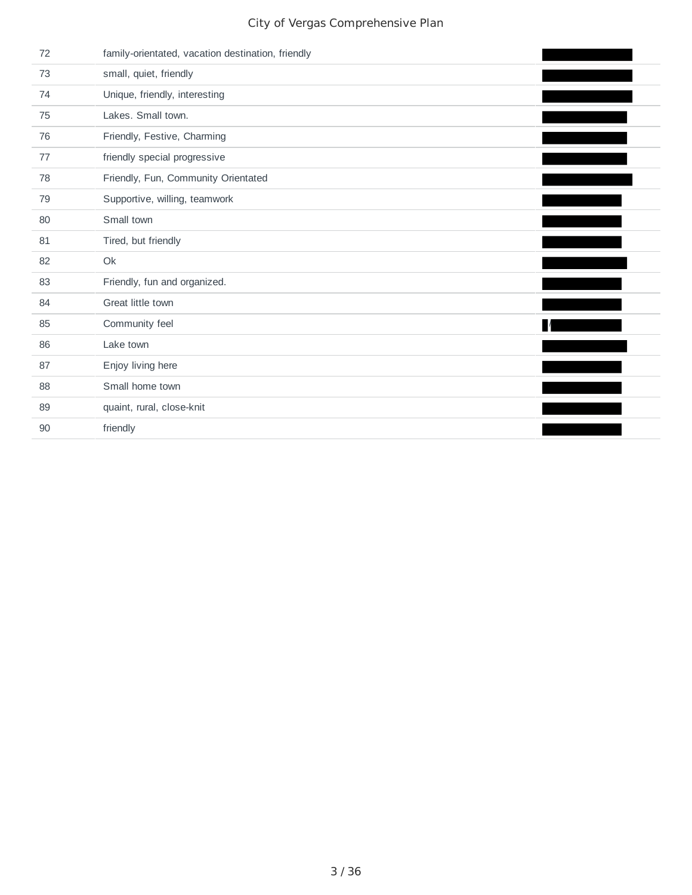| | | |
|---|---|---|
| 72 | family-orientated, vacation destination, friendly | |
| 73 | small, quiet, friendly | |
| 74 | Unique, friendly, interesting | |
| 75 | Lakes. Small town. | |
| 76 | Friendly, Festive, Charming | |
| 77 | friendly special progressive | |
| 78 | Friendly, Fun, Community Orientated | |
| 79 | Supportive, willing, teamwork | |
| 80 | Small town | |
| 81 | Tired, but friendly | |
| 82 | Ok | |
| 83 | Friendly, fun and organized. | |
| 84 | Great little town | |
| 85 | Community feel | |
| 86 | Lake town | |
| 87 | Enjoy living here | |
| 88 | Small home town | |
| 89 | quaint, rural, close-knit | |
| 90 | friendly | |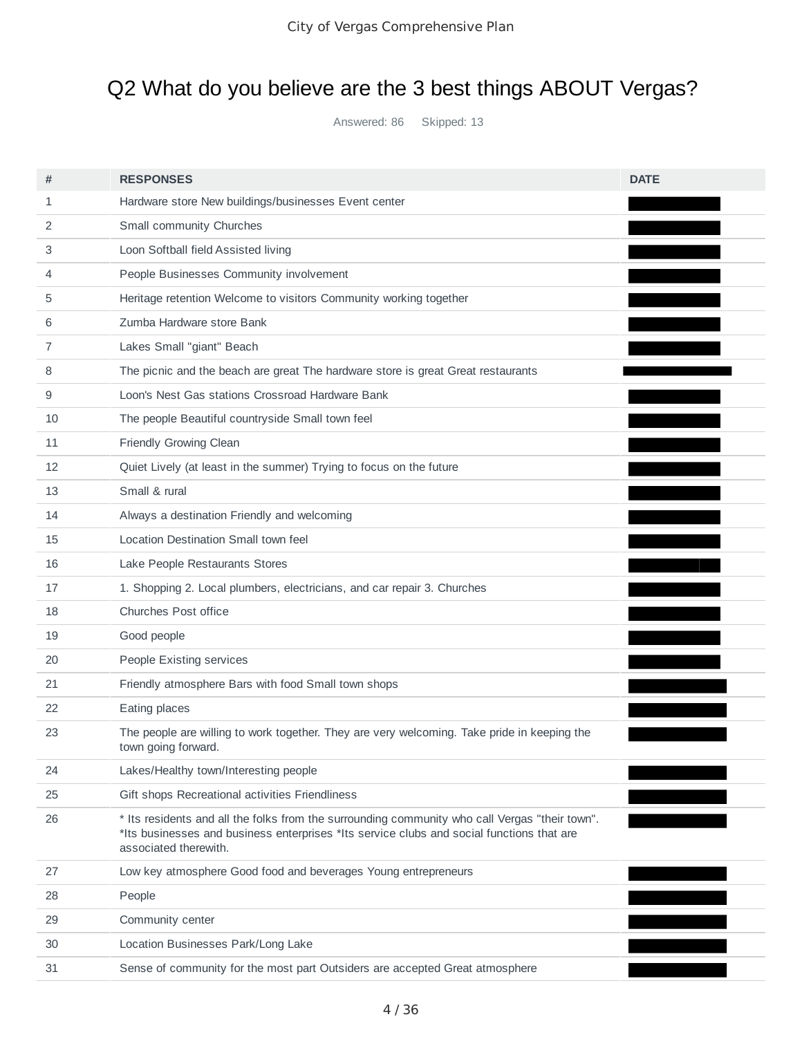## Q2 What do you believe are the 3 best things ABOUT Vergas?

Answered: 86 Skipped: 13

| # | RESPONSES | DATE |
|---|---|---|
| 1 | Hardware store New buildings/businesses Event center | |
| 2 | Small community Churches | |
| 3 | Loon Softball field Assisted living | |
| 4 | People Businesses Community involvement | |
| 5 | Heritage retention Welcome to visitors Community working together | |
| 6 | Zumba Hardware store Bank | |
| 7 | Lakes Small "giant" Beach | |
| 8 | The picnic and the beach are great The hardware store is great Great restaurants | |
| 9 | Loon's Nest Gas stations Crossroad Hardware Bank | |
| 10 | The people Beautiful countryside Small town feel | |
| 11 | Friendly Growing Clean | |
| 12 | Quiet Lively (at least in the summer) Trying to focus on the future | |
| 13 | Small & rural | |
| 14 | Always a destination Friendly and welcoming | |
| 15 | Location Destination Small town feel | |
| 16 | Lake People Restaurants Stores | |
| 17 | 1. Shopping 2. Local plumbers, electricians, and car repair 3. Churches | |
| 18 | Churches Post office | |
| 19 | Good people | |
| 20 | People Existing services | |
| 21 | Friendly atmosphere Bars with food Small town shops | |
| 22 | Eating places | |
| 23 | The people are willing to work together. They are very welcoming. Take pride in keeping the town going forward. | |
| 24 | Lakes/Healthy town/Interesting people | |
| 25 | Gift shops Recreational activities Friendliness | |
| 26 | * Its residents and all the folks from the surrounding community who call Vergas "their town". *Its businesses and business enterprises *Its service clubs and social functions that are associated therewith. | |
| 27 | Low key atmosphere Good food and beverages Young entrepreneurs | |
| 28 | People | |
| 29 | Community center | |
| 30 | Location Businesses Park/Long Lake | |
| 31 | Sense of community for the most part Outsiders are accepted Great atmosphere | |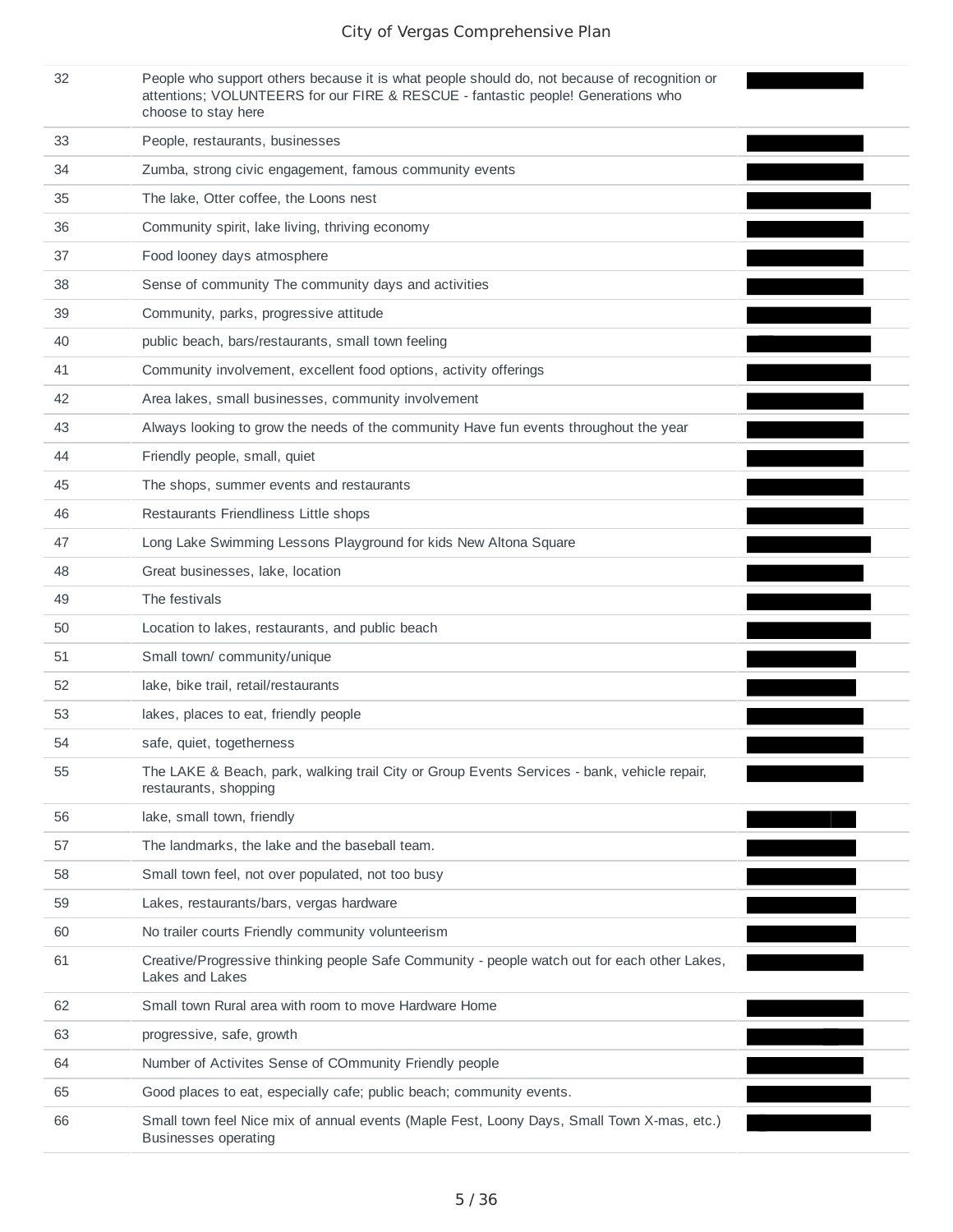| | | |
|---|---|---|
| 32 | People who support others because it is what people should do, not because of recognition or attentions; VOLUNTEERS for our FIRE & RESCUE - fantastic people! Generations who choose to stay here | |
| 33 | People, restaurants, businesses | |
| 34 | Zumba, strong civic engagement, famous community events | |
| 35 | The lake, Otter coffee, the Loons nest | |
| 36 | Community spirit, lake living, thriving economy | |
| 37 | Food looney days atmosphere | |
| 38 | Sense of community The community days and activities | |
| 39 | Community, parks, progressive attitude | |
| 40 | public beach, bars/restaurants, small town feeling | |
| 41 | Community involvement, excellent food options, activity offerings | |
| 42 | Area lakes, small businesses, community involvement | |
| 43 | Always looking to grow the needs of the community Have fun events throughout the year | |
| 44 | Friendly people, small, quiet | |
| 45 | The shops, summer events and restaurants | |
| 46 | Restaurants Friendliness Little shops | |
| 47 | Long Lake Swimming Lessons Playground for kids New Altona Square | |
| 48 | Great businesses, lake, location | |
| 49 | The festivals | |
| 50 | Location to lakes, restaurants, and public beach | |
| 51 | Small town/ community/unique | |
| 52 | lake, bike trail, retail/restaurants | |
| 53 | lakes, places to eat, friendly people | |
| 54 | safe, quiet, togetherness | |
| 55 | The LAKE & Beach, park, walking trail City or Group Events Services - bank, vehicle repair, restaurants, shopping | |
| 56 | lake, small town, friendly | |
| 57 | The landmarks, the lake and the baseball team. | |
| 58 | Small town feel, not over populated, not too busy | |
| 59 | Lakes, restaurants/bars, vergas hardware | |
| 60 | No trailer courts Friendly community volunteerism | |
| 61 | Creative/Progressive thinking people Safe Community - people watch out for each other Lakes, Lakes and Lakes | |
| 62 | Small town Rural area with room to move Hardware Home | |
| 63 | progressive, safe, growth | |
| 64 | Number of Activites Sense of COmmunity Friendly people | |
| 65 | Good places to eat, especially cafe; public beach; community events. | |
| 66 | Small town feel Nice mix of annual events (Maple Fest, Loony Days, Small Town X-mas, etc.) Businesses operating | |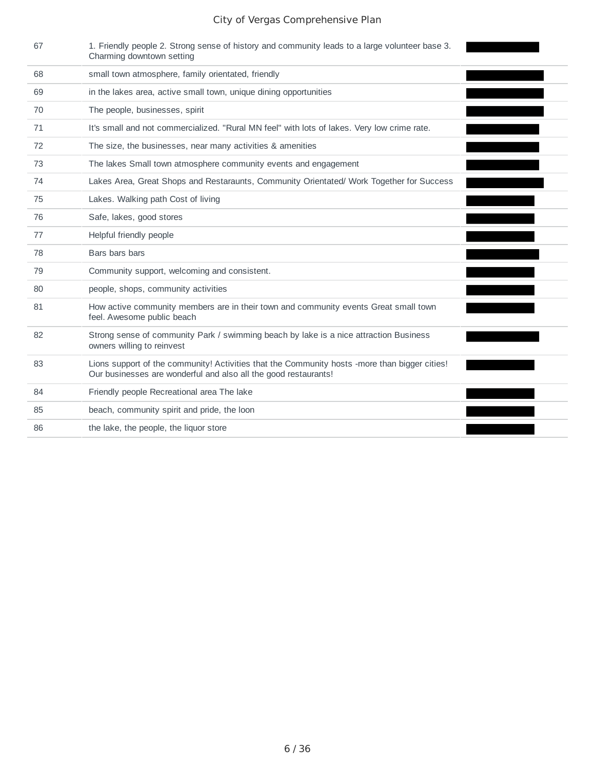| | | |
|---|---|---|
| 67 | 1. Friendly people 2. Strong sense of history and community leads to a large volunteer base 3. Charming downtown setting | |
| 68 | small town atmosphere, family orientated, friendly | |
| 69 | in the lakes area, active small town, unique dining opportunities | |
| 70 | The people, businesses, spirit | |
| 71 | It's small and not commercialized. "Rural MN feel" with lots of lakes. Very low crime rate. | |
| 72 | The size, the businesses, near many activities & amenities | |
| 73 | The lakes Small town atmosphere community events and engagement | |
| 74 | Lakes Area, Great Shops and Restaraunts, Community Orientated/ Work Together for Success | |
| 75 | Lakes. Walking path Cost of living | |
| 76 | Safe, lakes, good stores | |
| 77 | Helpful friendly people | |
| 78 | Bars bars bars | |
| 79 | Community support, welcoming and consistent. | |
| 80 | people, shops, community activities | |
| 81 | How active community members are in their town and community events Great small town feel. Awesome public beach | |
| 82 | Strong sense of community Park / swimming beach by lake is a nice attraction Business owners willing to reinvest | |
| 83 | Lions support of the community! Activities that the Community hosts -more than bigger cities! Our businesses are wonderful and also all the good restaurants! | |
| 84 | Friendly people Recreational area The lake | |
| 85 | beach, community spirit and pride, the loon | |
| 86 | the lake, the people, the liquor store | |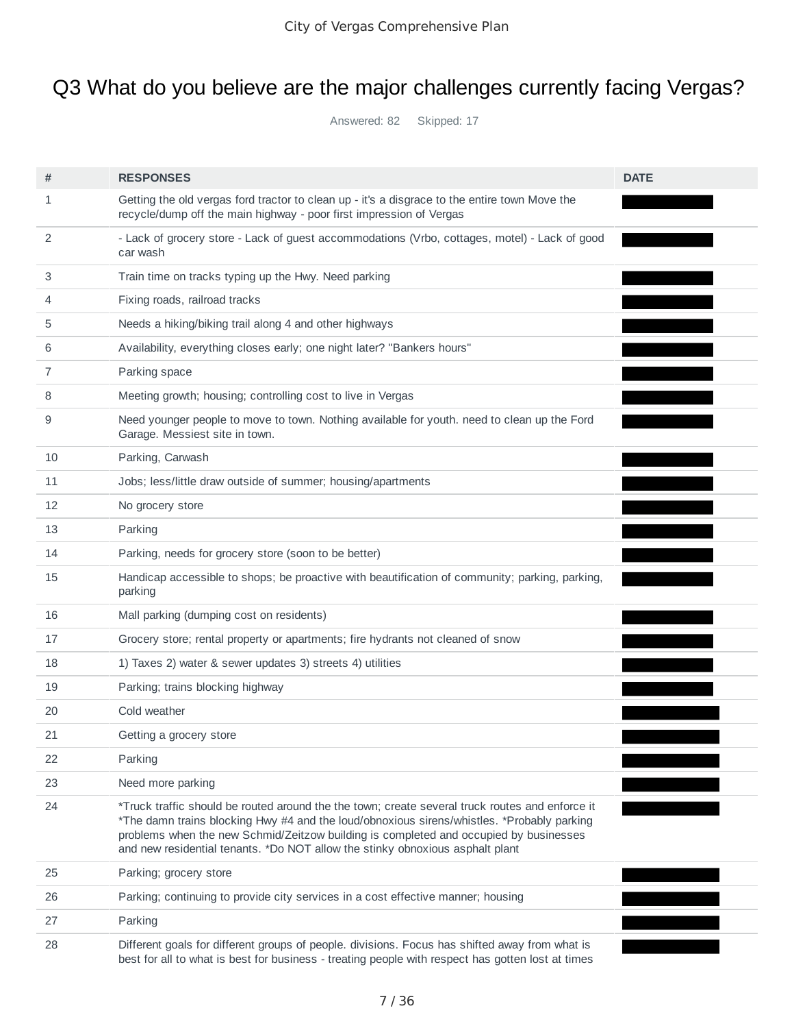# Q3 What do you believe are the major challenges currently facing Vergas?

Answered: 82 Skipped: 17

| # | RESPONSES | DATE |
|---|---|---|
| 1 | Getting the old vergas ford tractor to clean up - it's a disgrace to the entire town Move the recycle/dump off the main highway - poor first impression of Vergas | |
| 2 | - Lack of grocery store - Lack of guest accommodations (Vrbo, cottages, motel) - Lack of good car wash | |
| 3 | Train time on tracks typing up the Hwy. Need parking | |
| 4 | Fixing roads, railroad tracks | |
| 5 | Needs a hiking/biking trail along 4 and other highways | |
| 6 | Availability, everything closes early; one night later? "Bankers hours" | |
| 7 | Parking space | |
| 8 | Meeting growth; housing; controlling cost to live in Vergas | |
| 9 | Need younger people to move to town. Nothing available for youth. need to clean up the Ford Garage. Messiest site in town. | |
| 10 | Parking, Carwash | |
| 11 | Jobs; less/little draw outside of summer; housing/apartments | |
| 12 | No grocery store | |
| 13 | Parking | |
| 14 | Parking, needs for grocery store (soon to be better) | |
| 15 | Handicap accessible to shops; be proactive with beautification of community; parking, parking, parking | |
| 16 | Mall parking (dumping cost on residents) | |
| 17 | Grocery store; rental property or apartments; fire hydrants not cleaned of snow | |
| 18 | 1) Taxes 2) water & sewer updates 3) streets 4) utilities | |
| 19 | Parking; trains blocking highway | |
| 20 | Cold weather | |
| 21 | Getting a grocery store | |
| 22 | Parking | |
| 23 | Need more parking | |
| 24 | *Truck traffic should be routed around the the town; create several truck routes and enforce it *The damn trains blocking Hwy #4 and the loud/obnoxious sirens/whistles. *Probably parking problems when the new Schmid/Zeitzow building is completed and occupied by businesses and new residential tenants. *Do NOT allow the stinky obnoxious asphalt plant | |
| 25 | Parking; grocery store | |
| 26 | Parking; continuing to provide city services in a cost effective manner; housing | |
| 27 | Parking | |
| 28 | Different goals for different groups of people. divisions. Focus has shifted away from what is best for all to what is best for business - treating people with respect has gotten lost at times | |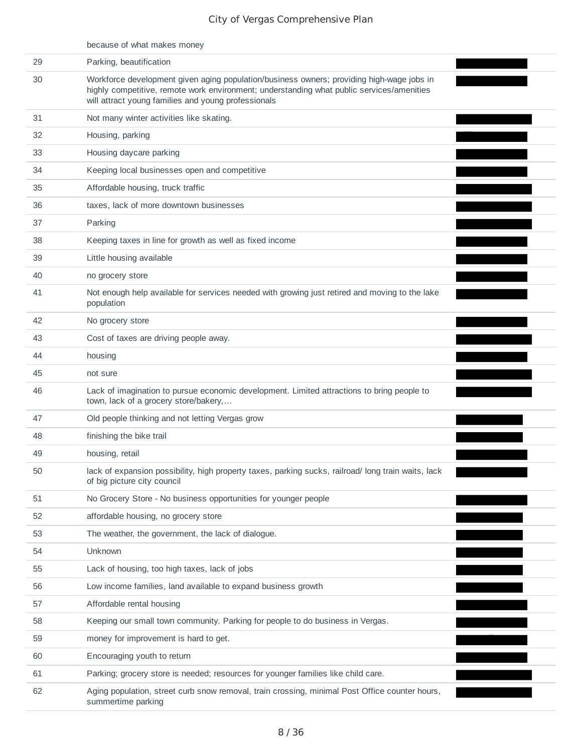| | | |
|---|---|---|
| | because of what makes money | |
| 29 | Parking, beautification | |
| 30 | Workforce development given aging population/business owners; providing high-wage jobs in highly competitive, remote work environment; understanding what public services/amenities will attract young families and young professionals | |
| 31 | Not many winter activities like skating. | |
| 32 | Housing, parking | |
| 33 | Housing daycare parking | |
| 34 | Keeping local businesses open and competitive | |
| 35 | Affordable housing, truck traffic | |
| 36 | taxes, lack of more downtown businesses | |
| 37 | Parking | |
| 38 | Keeping taxes in line for growth as well as fixed income | |
| 39 | Little housing available | |
| 40 | no grocery store | |
| 41 | Not enough help available for services needed with growing just retired and moving to the lake population | |
| 42 | No grocery store | |
| 43 | Cost of taxes are driving people away. | |
| 44 | housing | |
| 45 | not sure | |
| 46 | Lack of imagination to pursue economic development. Limited attractions to bring people to town, lack of a grocery store/bakery,... | |
| 47 | Old people thinking and not letting Vergas grow | |
| 48 | finishing the bike trail | |
| 49 | housing, retail | |
| 50 | lack of expansion possibility, high property taxes, parking sucks, railroad/ long train waits, lack of big picture city council | |
| 51 | No Grocery Store - No business opportunities for younger people | |
| 52 | affordable housing, no grocery store | |
| 53 | The weather, the government, the lack of dialogue. | |
| 54 | Unknown | |
| 55 | Lack of housing, too high taxes, lack of jobs | |
| 56 | Low income families, land available to expand business growth | |
| 57 | Affordable rental housing | |
| 58 | Keeping our small town community. Parking for people to do business in Vergas. | |
| 59 | money for improvement is hard to get. | |
| 60 | Encouraging youth to return | |
| 61 | Parking; grocery store is needed; resources for younger families like child care. | |
| 62 | Aging population, street curb snow removal, train crossing, minimal Post Office counter hours, summertime parking | |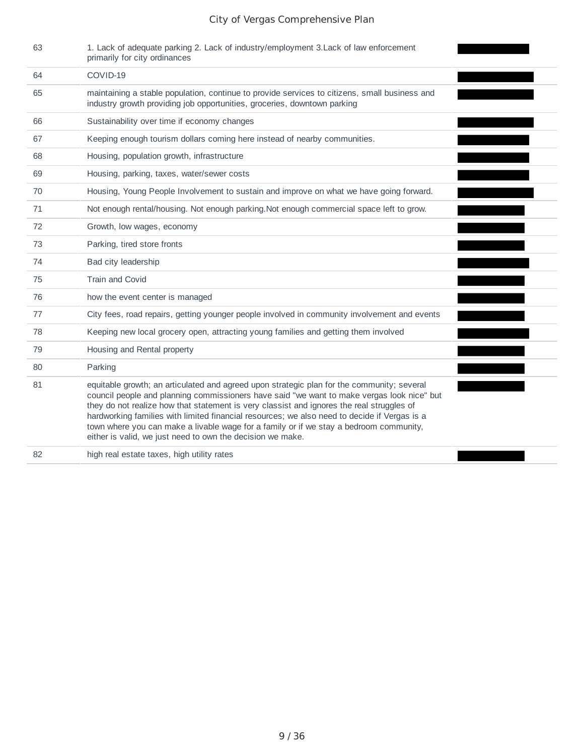| | | |
|---|---|---|
| 63 | 1. Lack of adequate parking 2. Lack of industry/employment 3.Lack of law enforcement primarily for city ordinances | |
| 64 | COVID-19 | |
| 65 | maintaining a stable population, continue to provide services to citizens, small business and industry growth providing job opportunities, groceries, downtown parking | |
| 66 | Sustainability over time if economy changes | |
| 67 | Keeping enough tourism dollars coming here instead of nearby communities. | |
| 68 | Housing, population growth, infrastructure | |
| 69 | Housing, parking, taxes, water/sewer costs | |
| 70 | Housing, Young People Involvement to sustain and improve on what we have going forward. | |
| 71 | Not enough rental/housing. Not enough parking.Not enough commercial space left to grow. | |
| 72 | Growth, low wages, economy | |
| 73 | Parking, tired store fronts | |
| 74 | Bad city leadership | |
| 75 | Train and Covid | |
| 76 | how the event center is managed | |
| 77 | City fees, road repairs, getting younger people involved in community involvement and events | |
| 78 | Keeping new local grocery open, attracting young families and getting them involved | |
| 79 | Housing and Rental property | |
| 80 | Parking | |
| 81 | equitable growth; an articulated and agreed upon strategic plan for the community; several council people and planning commissioners have said "we want to make vergas look nice" but they do not realize how that statement is very classist and ignores the real struggles of hardworking families with limited financial resources; we also need to decide if Vergas is a town where you can make a livable wage for a family or if we stay a bedroom community, either is valid, we just need to own the decision we make. | |
| 82 | high real estate taxes, high utility rates | |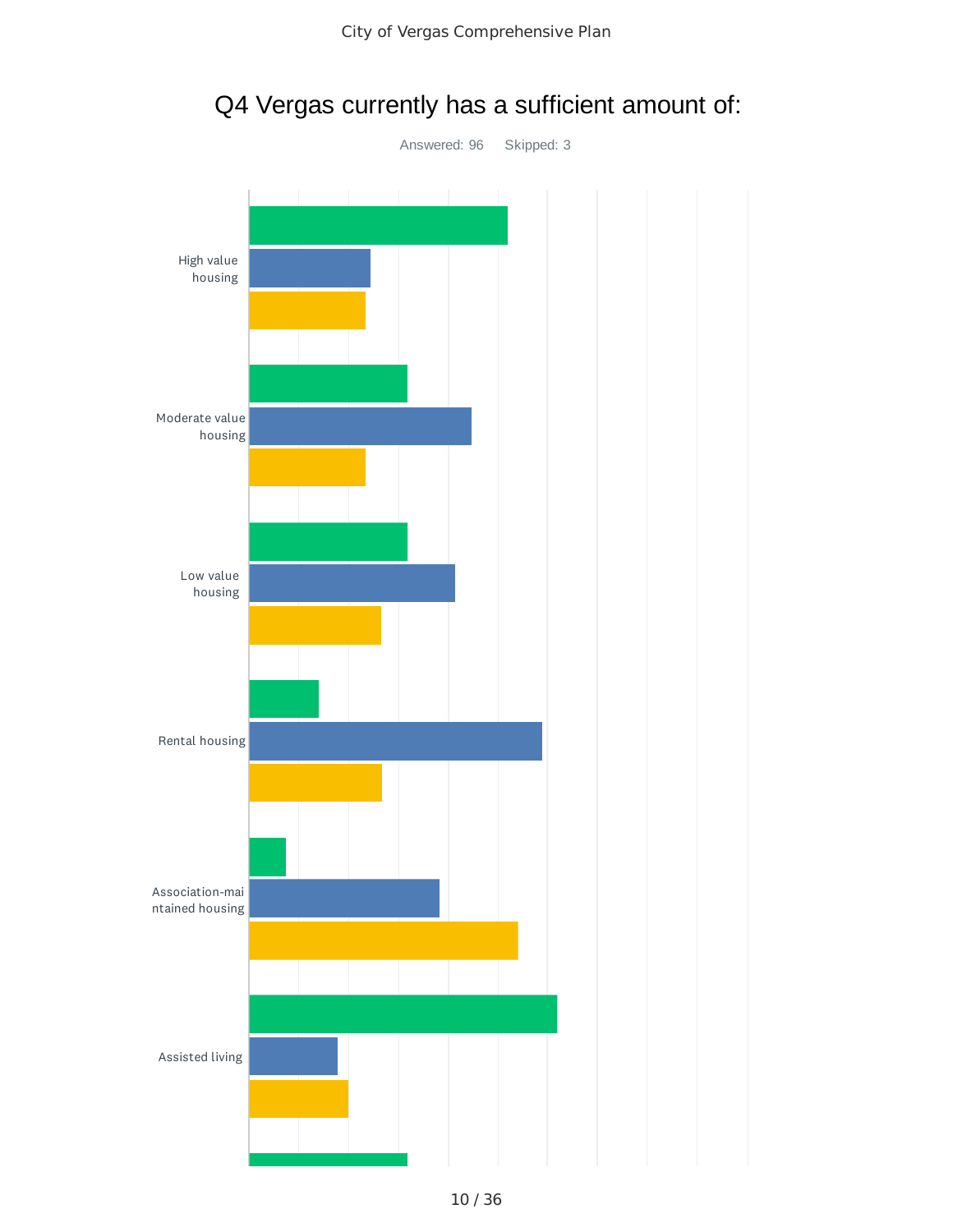# Q4 Vergas currently has a sufficient amount of:

Answered: 96 Skipped: 3

High value housing

Moderate value housing

Low value housing

Rental housing

Association-maintained housing

Assisted living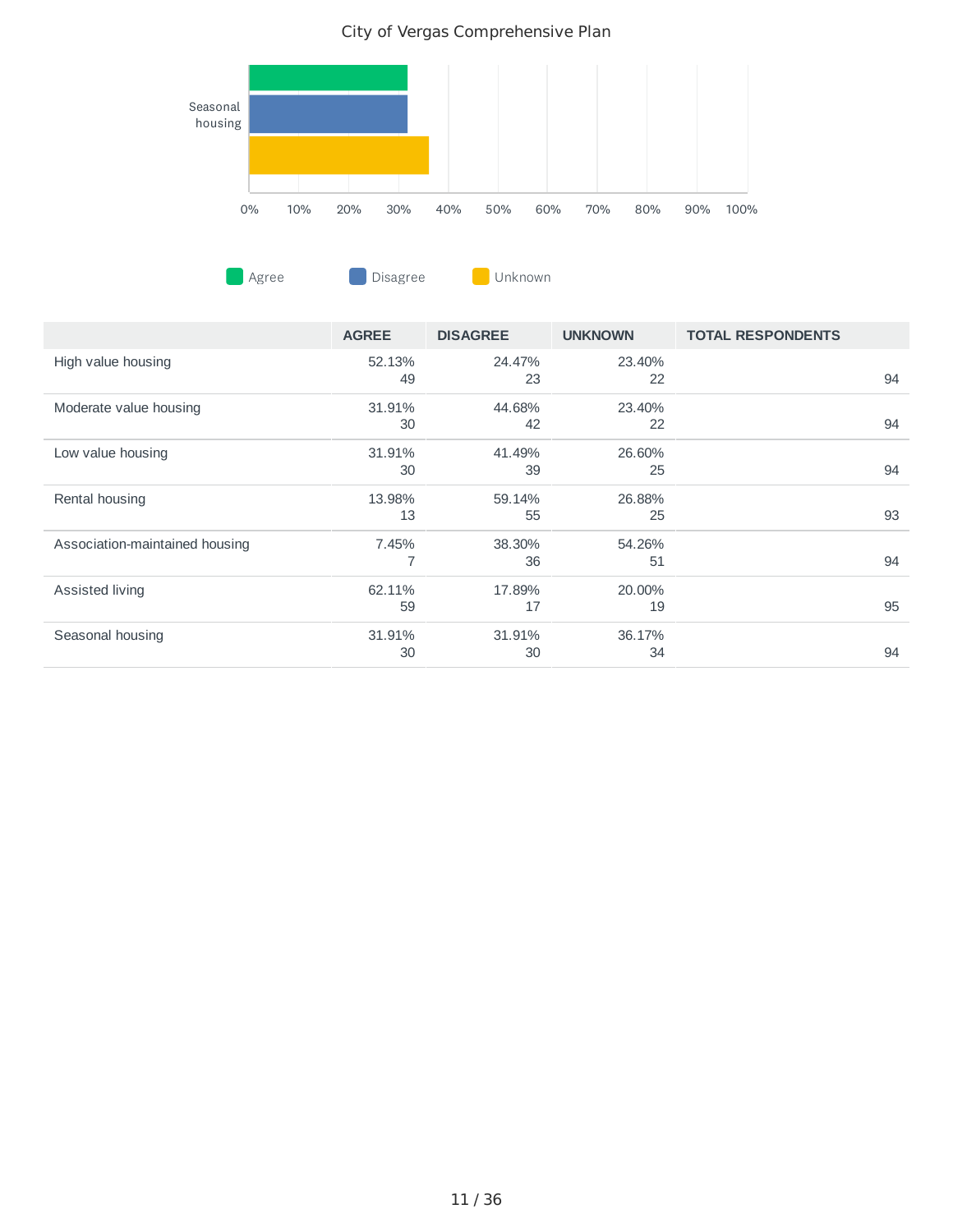City of Vergas Comprehensive Plan

Seasonal housing

0% 10% 20% 30% 40% 50% 60% 70% 80% 90% 100%

Agree Disagree Unknown

| | AGREE | DISAGREE | UNKNOWN | TOTAL RESPONDENTS |
|---|---|---|---|---|
| High value housing | 52.13%<br>49 | 24.47%<br>23 | 23.40%<br>22 | 94 |
| Moderate value housing | 31.91%<br>30 | 44.68%<br>42 | 23.40%<br>22 | 94 |
| Low value housing | 31.91%<br>30 | 41.49%<br>39 | 26.60%<br>25 | 94 |
| Rental housing | 13.98%<br>13 | 59.14%<br>55 | 26.88%<br>25 | 93 |
| Association-maintained housing | 7.45%<br>7 | 38.30%<br>36 | 54.26%<br>51 | 94 |
| Assisted living | 62.11%<br>59 | 17.89%<br>17 | 20.00%<br>19 | 95 |
| Seasonal housing | 31.91%<br>30 | 31.91%<br>30 | 36.17%<br>34 | 94 |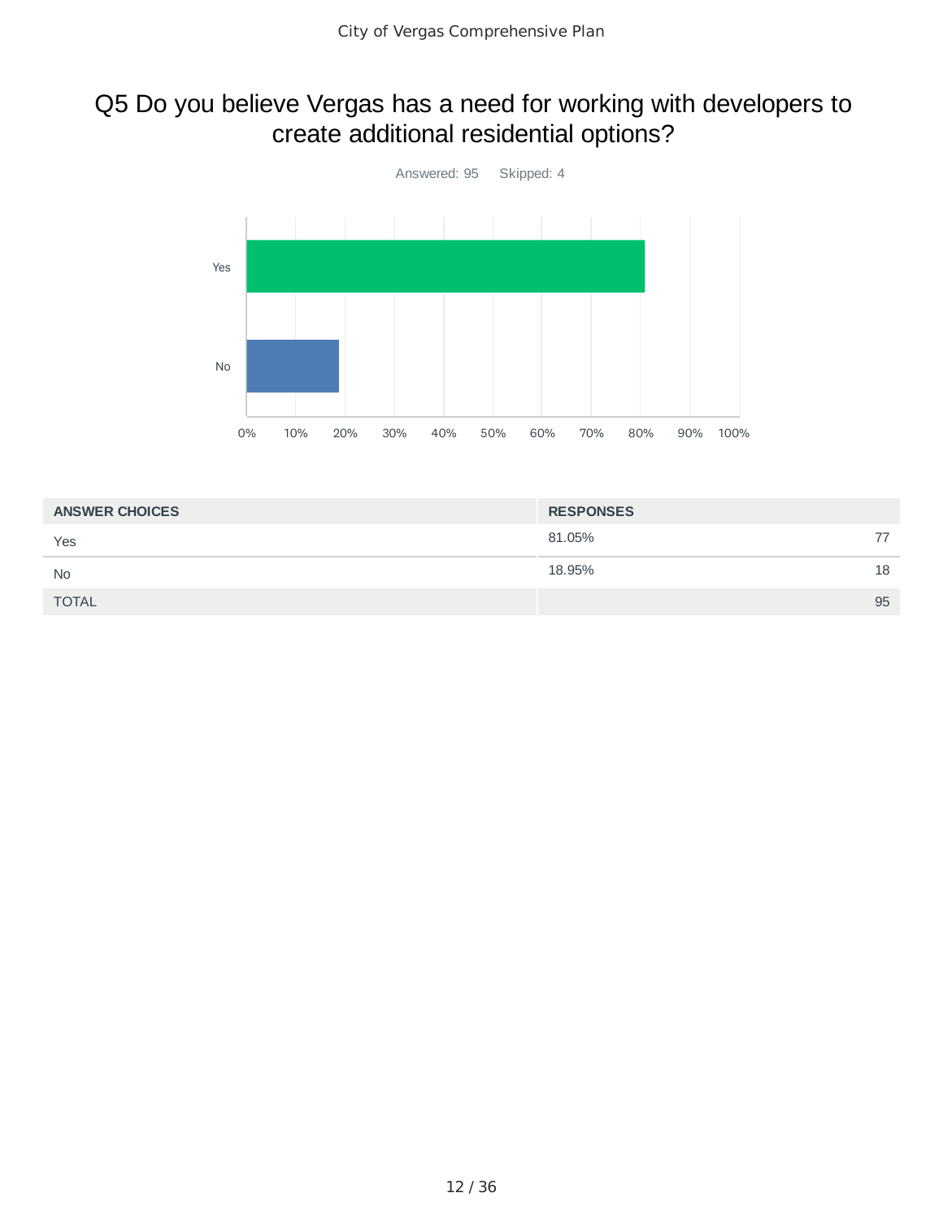# Q5 Do you believe Vergas has a need for working with developers to create additional residential options?

Answered: 95 Skipped: 4

| ANSWER CHOICES | RESPONSES | |
|---|---|---|
| Yes | 81.05% | 77 |
| No | 18.95% | 18 |
| TOTAL | | 95 |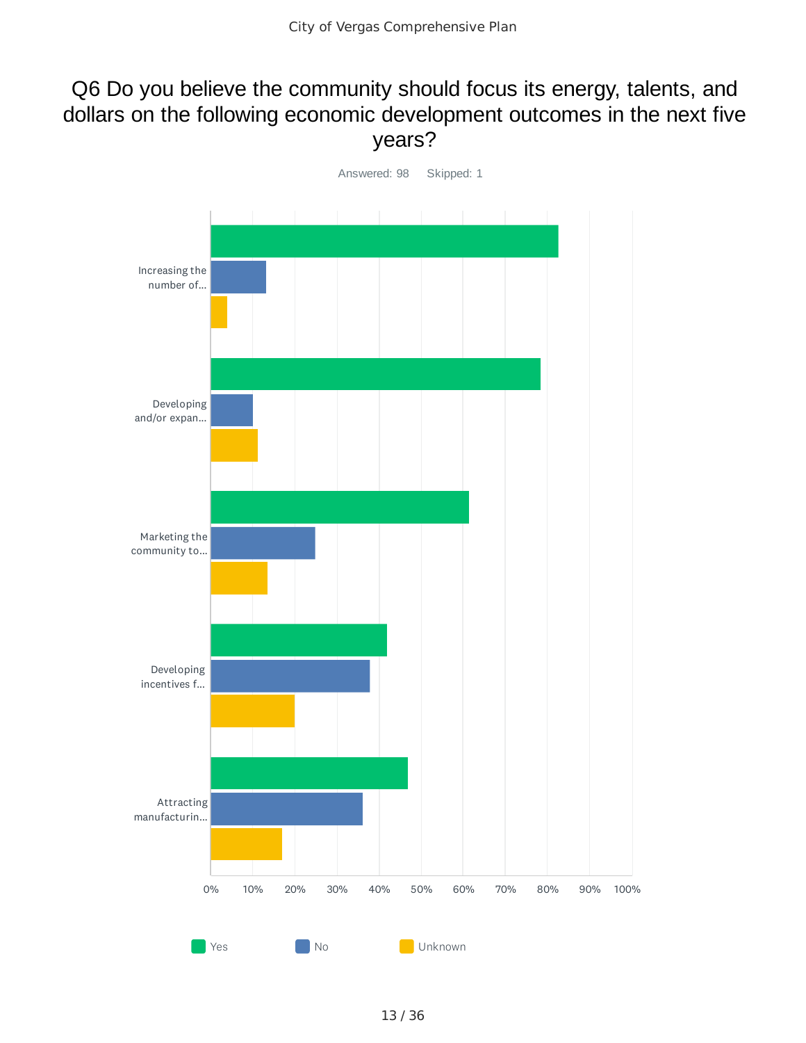# Q6 Do you believe the community should focus its energy, talents, and dollars on the following economic development outcomes in the next five years?

Answered: 98 Skipped: 1

| | Yes | No | Unknown |
|---|---|---|---|
| Increasing the number of... | | | |
| Developing and/or expan... | | | |
| Marketing the community to... | | | |
| Developing incentives f... | | | |
| Attracting manufacturin... | | | |

0% 10% 20% 30% 40% 50% 60% 70% 80% 90% 100%

Yes No Unknown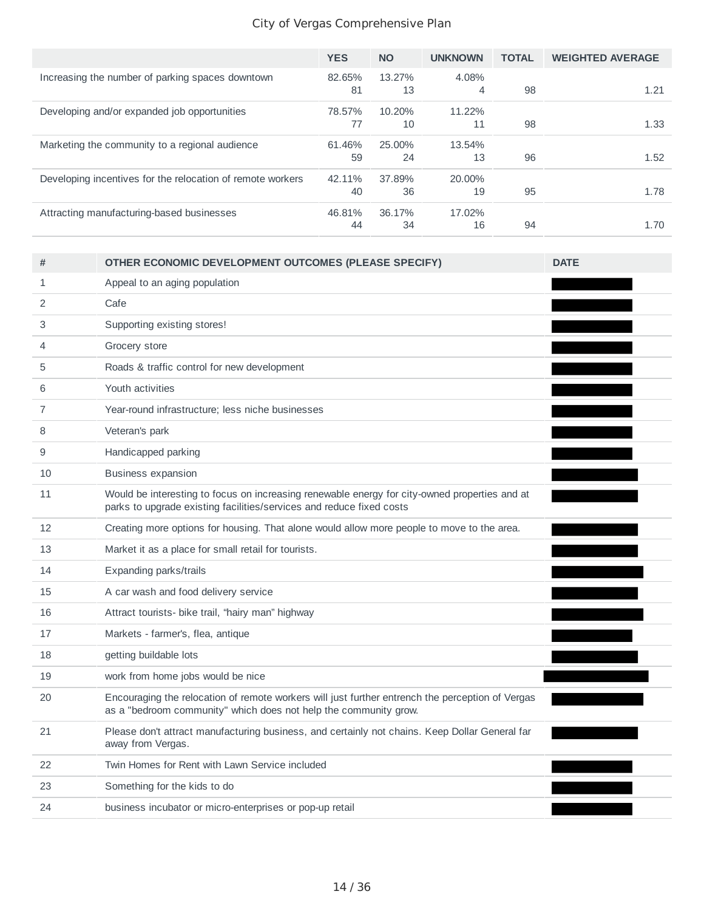| | YES | NO | UNKNOWN | TOTAL | WEIGHTED AVERAGE |
|---|---|---|---|---|---|
| Increasing the number of parking spaces downtown | 82.65%<br>81 | 13.27%<br>13 | 4.08%<br>4 | 98 | 1.21 |
| Developing and/or expanded job opportunities | 78.57%<br>77 | 10.20%<br>10 | 11.22%<br>11 | 98 | 1.33 |
| Marketing the community to a regional audience | 61.46%<br>59 | 25.00%<br>24 | 13.54%<br>13 | 96 | 1.52 |
| Developing incentives for the relocation of remote workers | 42.11%<br>40 | 37.89%<br>36 | 20.00%<br>19 | 95 | 1.78 |
| Attracting manufacturing-based businesses | 46.81%<br>44 | 36.17%<br>34 | 17.02%<br>16 | 94 | 1.70 |

| # | OTHER ECONOMIC DEVELOPMENT OUTCOMES (PLEASE SPECIFY) | DATE |
|---|---|---|
| 1 | Appeal to an aging population | |
| 2 | Cafe | |
| 3 | Supporting existing stores! | |
| 4 | Grocery store | |
| 5 | Roads & traffic control for new development | |
| 6 | Youth activities | |
| 7 | Year-round infrastructure; less niche businesses | |
| 8 | Veteran's park | |
| 9 | Handicapped parking | |
| 10 | Business expansion | |
| 11 | Would be interesting to focus on increasing renewable energy for city-owned properties and at parks to upgrade existing facilities/services and reduce fixed costs | |
| 12 | Creating more options for housing. That alone would allow more people to move to the area. | |
| 13 | Market it as a place for small retail for tourists. | |
| 14 | Expanding parks/trails | |
| 15 | A car wash and food delivery service | |
| 16 | Attract tourists- bike trail, “hairy man” highway | |
| 17 | Markets - farmer's, flea, antique | |
| 18 | getting buildable lots | |
| 19 | work from home jobs would be nice | |
| 20 | Encouraging the relocation of remote workers will just further entrench the perception of Vergas as a "bedroom community" which does not help the community grow. | |
| 21 | Please don't attract manufacturing business, and certainly not chains. Keep Dollar General far away from Vergas. | |
| 22 | Twin Homes for Rent with Lawn Service included | |
| 23 | Something for the kids to do | |
| 24 | business incubator or micro-enterprises or pop-up retail | |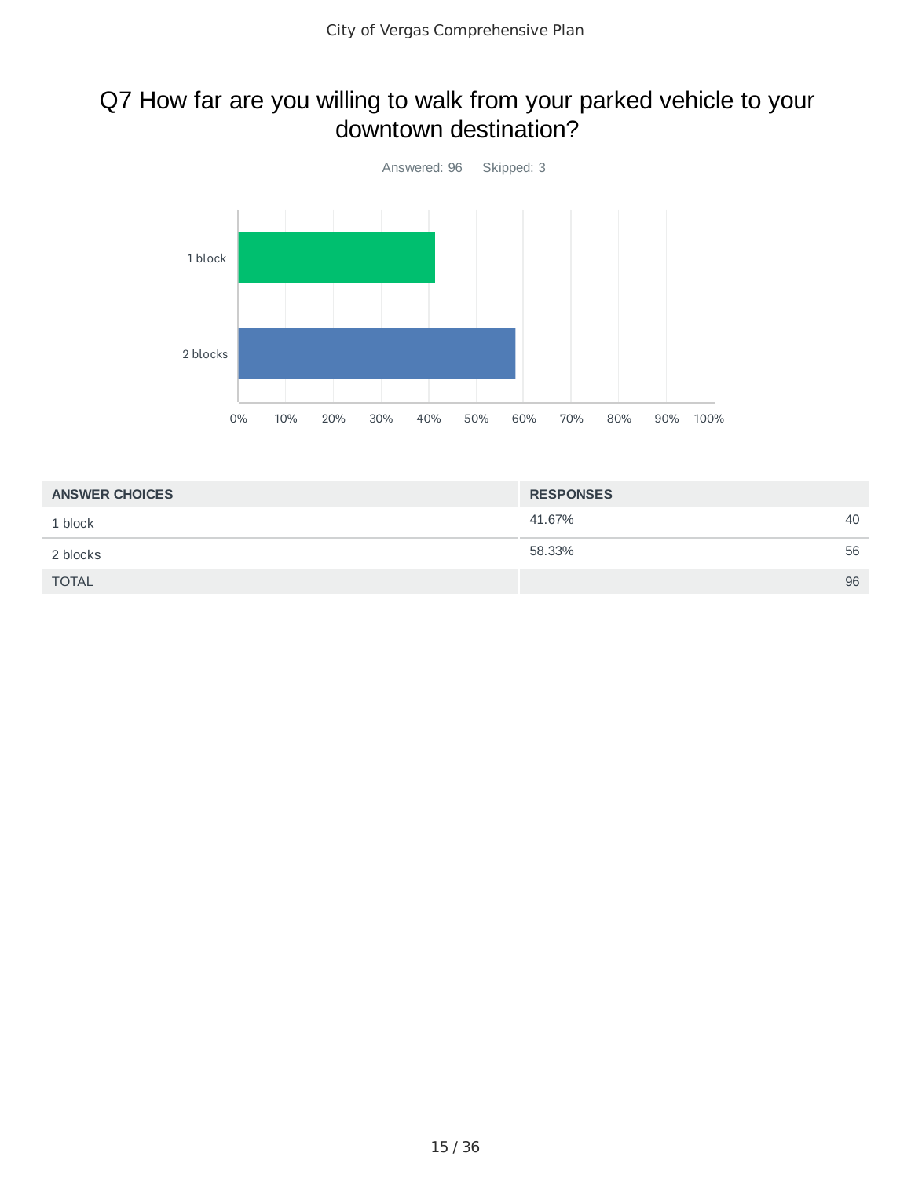# Q7 How far are you willing to walk from your parked vehicle to your downtown destination?

Answered: 96 Skipped: 3

| ANSWER CHOICES | RESPONSES | |
|---|---|---|
| 1 block | 41.67% | 40 |
| 2 blocks | 58.33% | 56 |
| TOTAL | | 96 |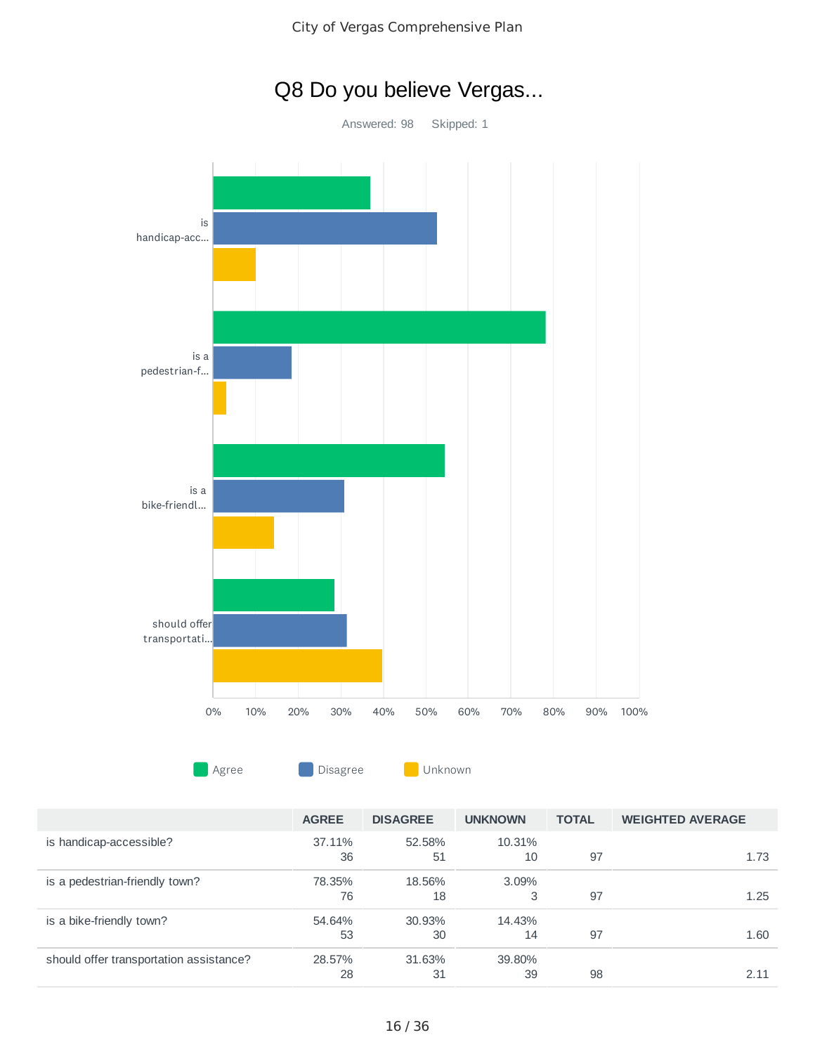# Q8 Do you believe Vergas...

Answered: 98 Skipped: 1

Agree Disagree Unknown

| | AGREE | DISAGREE | UNKNOWN | TOTAL | WEIGHTED AVERAGE |
|---|---|---|---|---|---|
| is handicap-accessible? | 37.11%<br>36 | 52.58%<br>51 | 10.31%<br>10 | 97 | 1.73 |
| is a pedestrian-friendly town? | 78.35%<br>76 | 18.56%<br>18 | 3.09%<br>3 | 97 | 1.25 |
| is a bike-friendly town? | 54.64%<br>53 | 30.93%<br>30 | 14.43%<br>14 | 97 | 1.60 |
| should offer transportation assistance? | 28.57%<br>28 | 31.63%<br>31 | 39.80%<br>39 | 98 | 2.11 |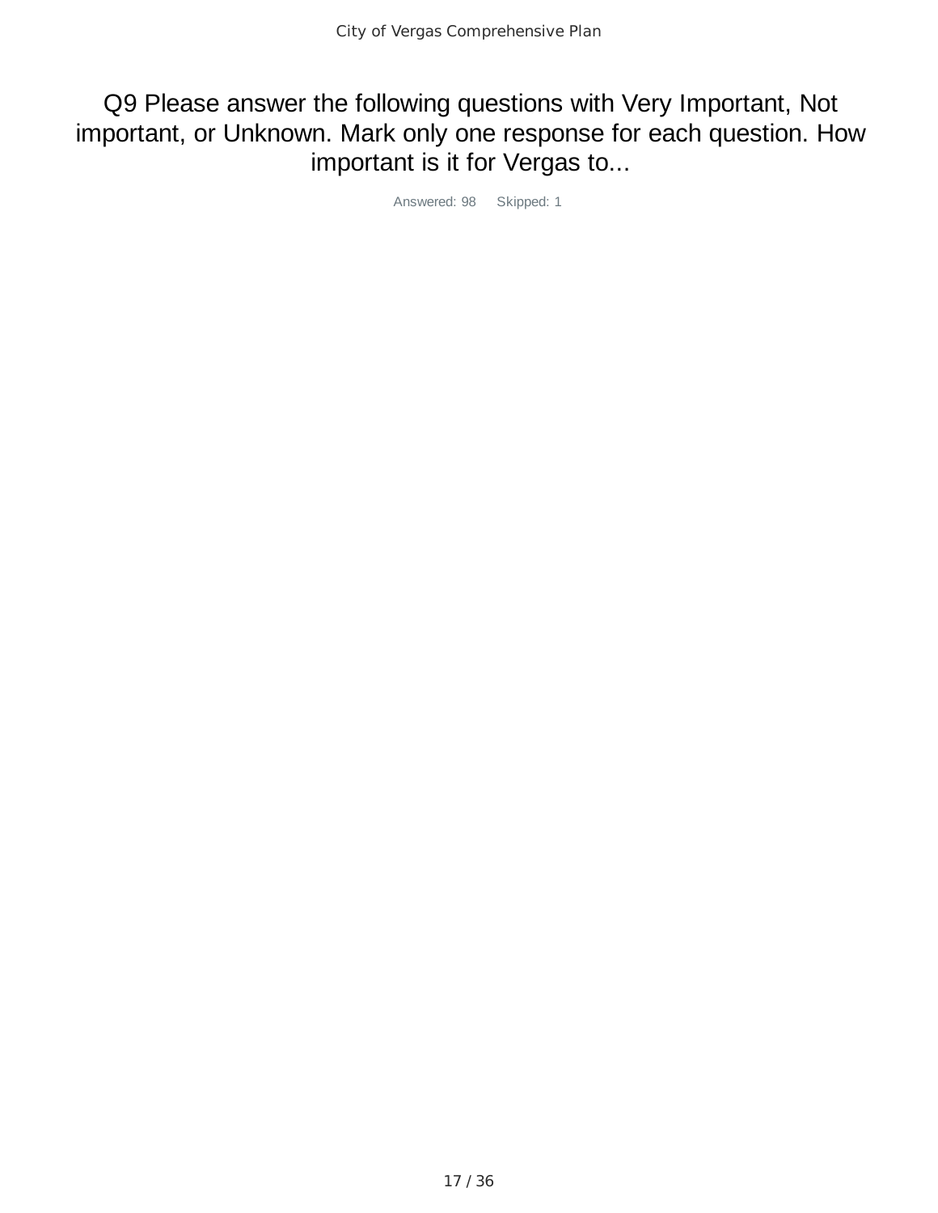# Q9 Please answer the following questions with Very Important, Not important, or Unknown. Mark only one response for each question. How important is it for Vergas to...

Answered: 98 Skipped: 1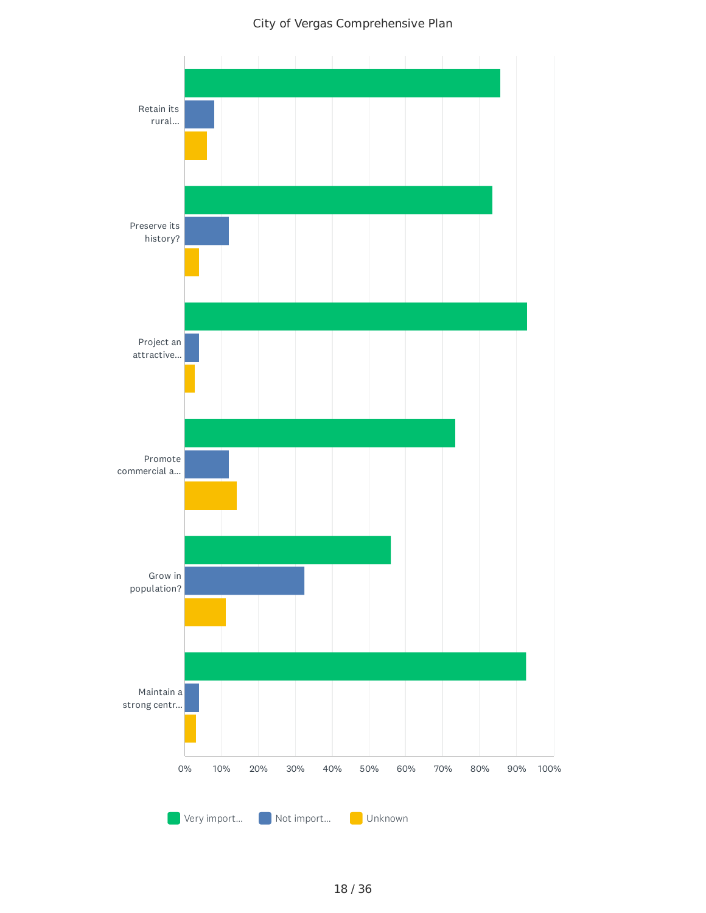City of Vergas Comprehensive Plan

Retain its rural...

Preserve its history?

Project an attractive...

Promote commercial a...

Grow in population?

Maintain a strong centr...

0% 10% 20% 30% 40% 50% 60% 70% 80% 90% 100%

Very import... Not import... Unknown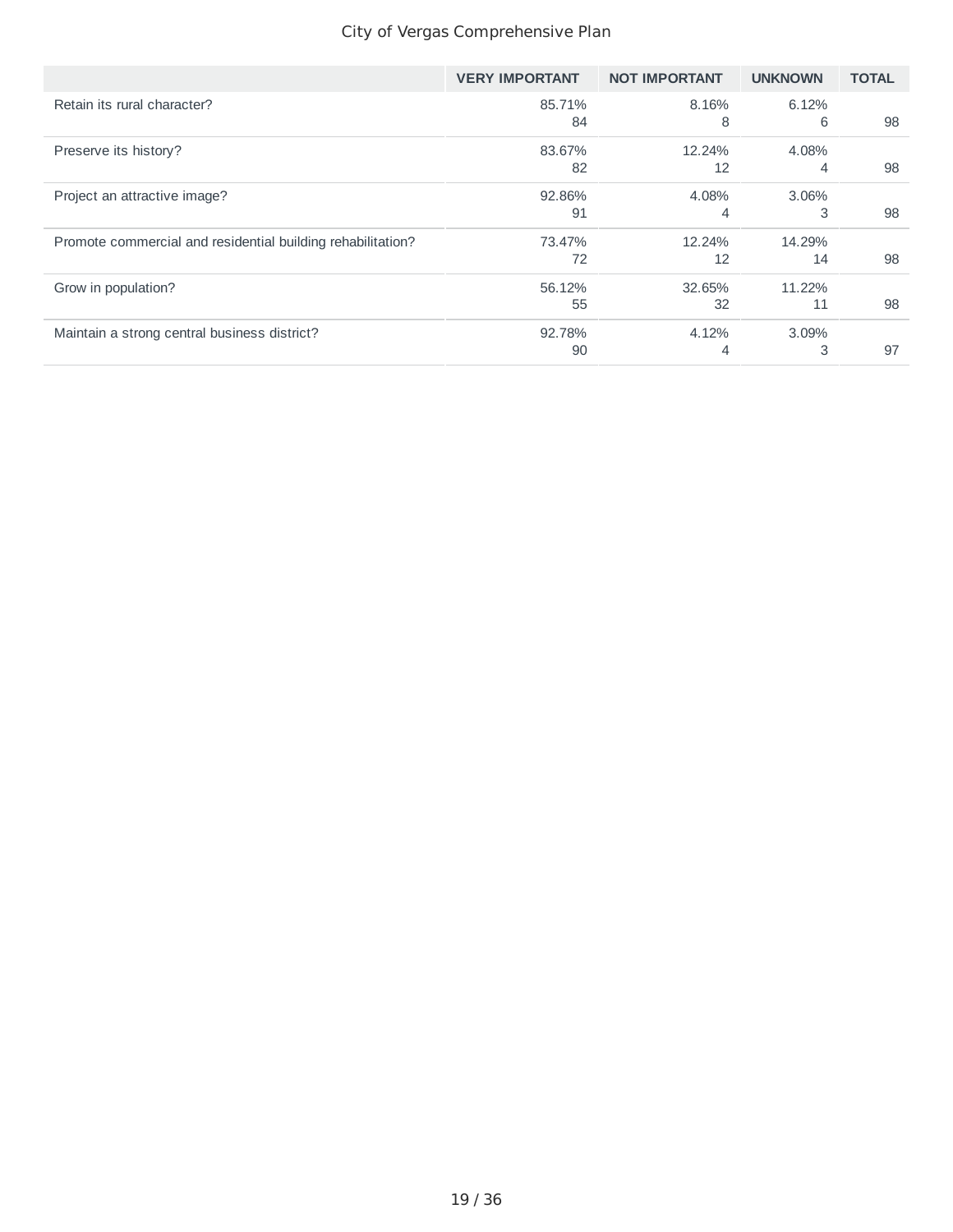| | VERY IMPORTANT | NOT IMPORTANT | UNKNOWN | TOTAL |
|---|---|---|---|---|
| Retain its rural character? | 85.71%<br>84 | 8.16%<br>8 | 6.12%<br>6 | 98 |
| Preserve its history? | 83.67%<br>82 | 12.24%<br>12 | 4.08%<br>4 | 98 |
| Project an attractive image? | 92.86%<br>91 | 4.08%<br>4 | 3.06%<br>3 | 98 |
| Promote commercial and residential building rehabilitation? | 73.47%<br>72 | 12.24%<br>12 | 14.29%<br>14 | 98 |
| Grow in population? | 56.12%<br>55 | 32.65%<br>32 | 11.22%<br>11 | 98 |
| Maintain a strong central business district? | 92.78%<br>90 | 4.12%<br>4 | 3.09%<br>3 | 97 |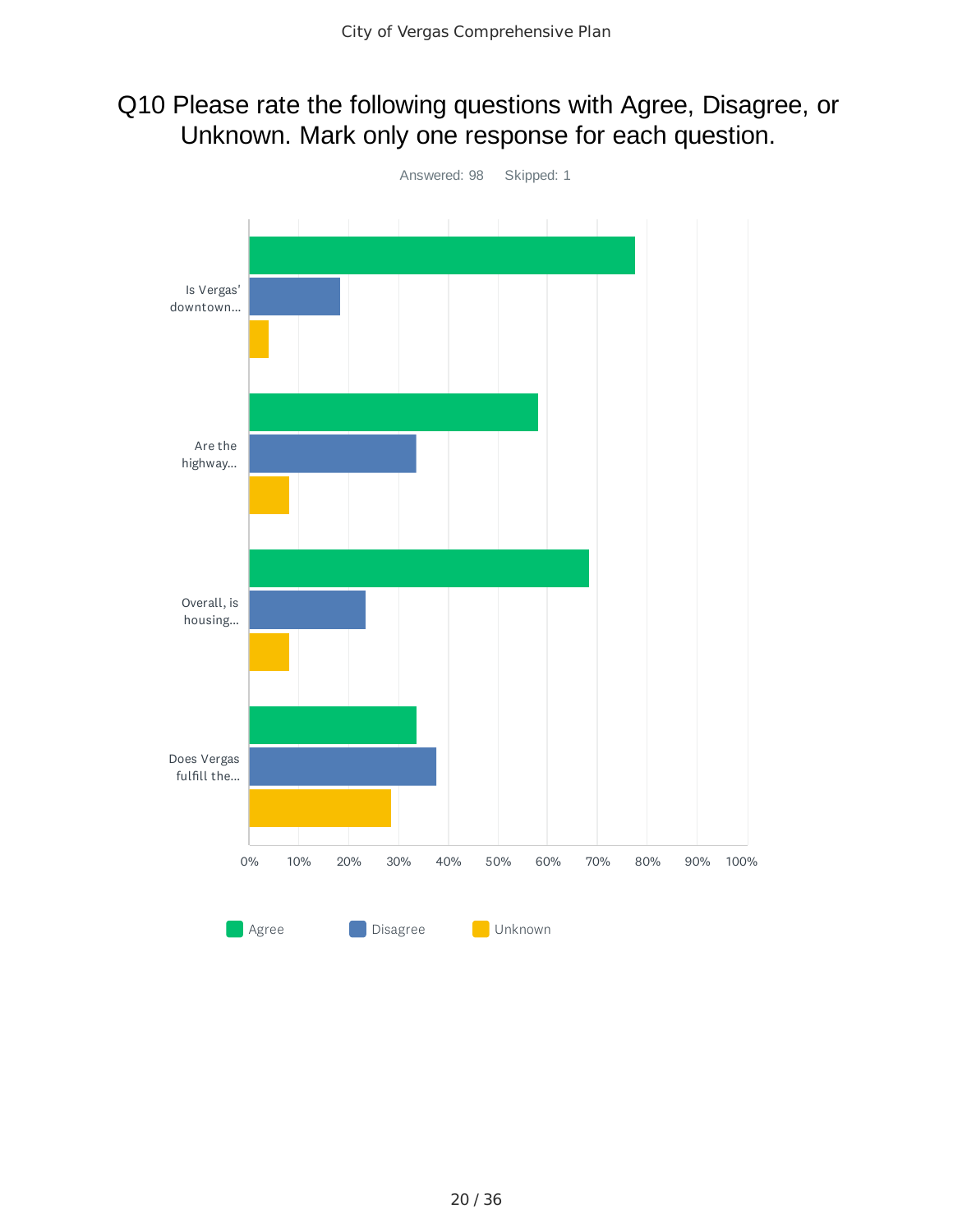# Q10 Please rate the following questions with Agree, Disagree, or Unknown. Mark only one response for each question.

Answered: 98 Skipped: 1

Is Vergas' downtown...

Are the highway...

Overall, is housing...

Does Vergas fulfill the...

0% 10% 20% 30% 40% 50% 60% 70% 80% 90% 100%

Agree Disagree Unknown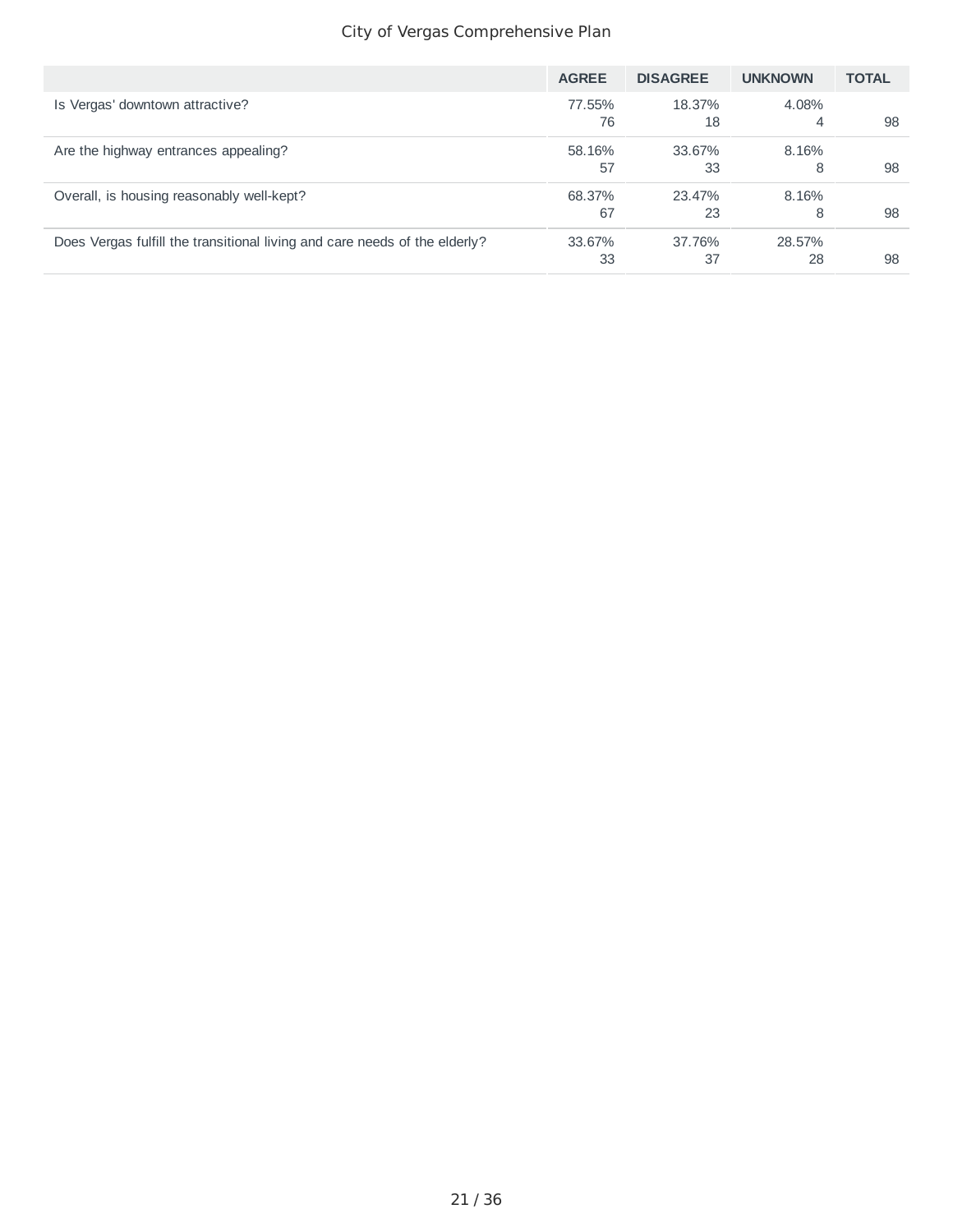| | AGREE | DISAGREE | UNKNOWN | TOTAL |
|---|---|---|---|---|
| Is Vergas' downtown attractive? | 77.55%<br>76 | 18.37%<br>18 | 4.08%<br>4 | 98 |
| Are the highway entrances appealing? | 58.16%<br>57 | 33.67%<br>33 | 8.16%<br>8 | 98 |
| Overall, is housing reasonably well-kept? | 68.37%<br>67 | 23.47%<br>23 | 8.16%<br>8 | 98 |
| Does Vergas fulfill the transitional living and care needs of the elderly? | 33.67%<br>33 | 37.76%<br>37 | 28.57%<br>28 | 98 |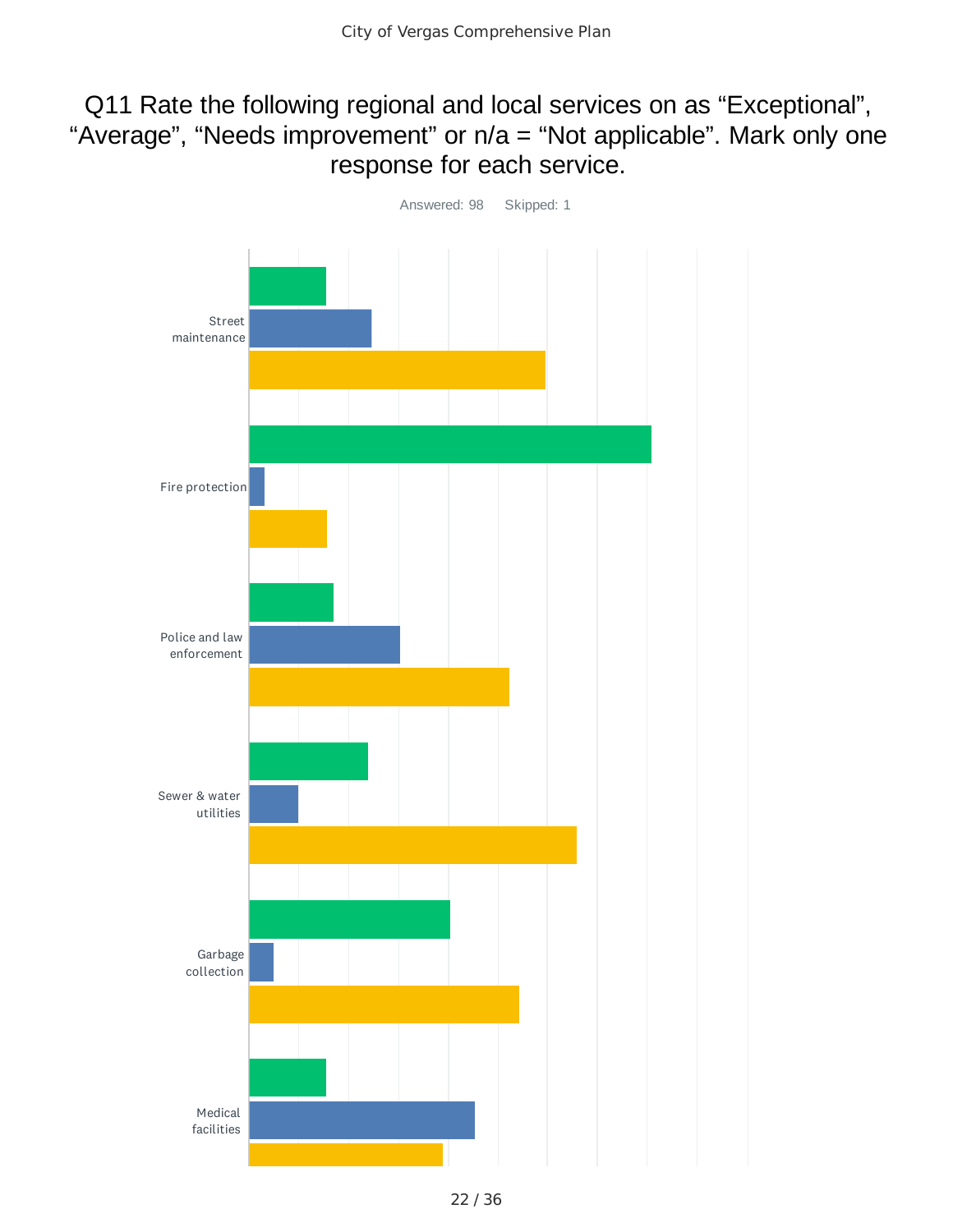# Q11 Rate the following regional and local services on as “Exceptional”, “Average”, “Needs improvement” or n/a = “Not applicable”. Mark only one response for each service.

Answered: 98 Skipped: 1

Street maintenance

Fire protection

Police and law enforcement

Sewer & water utilities

Garbage collection

Medical facilities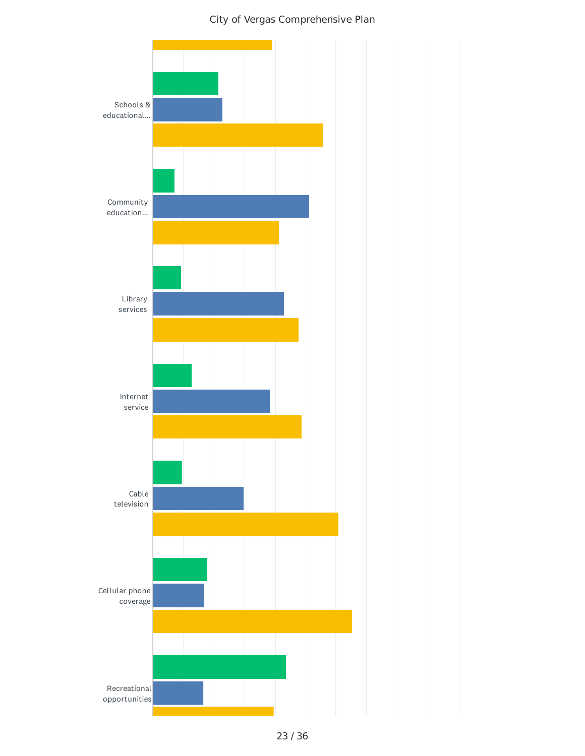Schools & educational...

Community education...

Library services

Internet service

Cable television

Cellular phone coverage

Recreational opportunities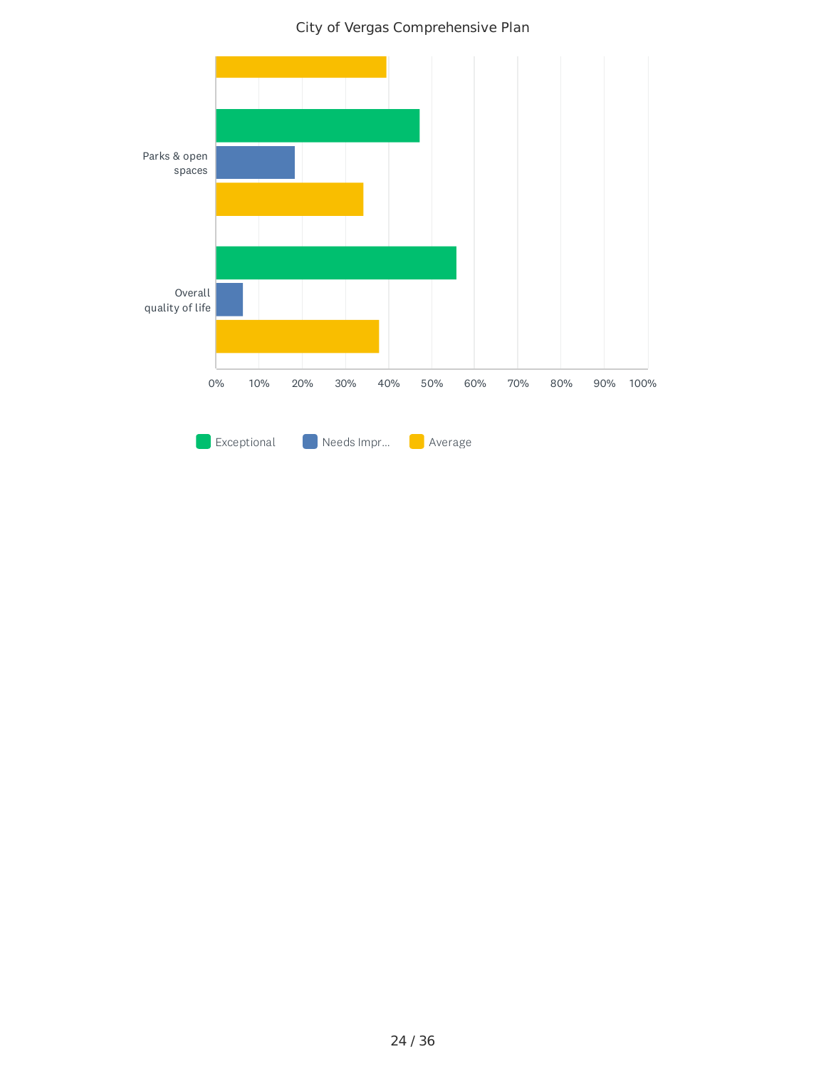City of Vergas Comprehensive Plan

Parks & open spaces

Overall quality of life

0% 10% 20% 30% 40% 50% 60% 70% 80% 90% 100%

Exceptional | Needs Impr... | Average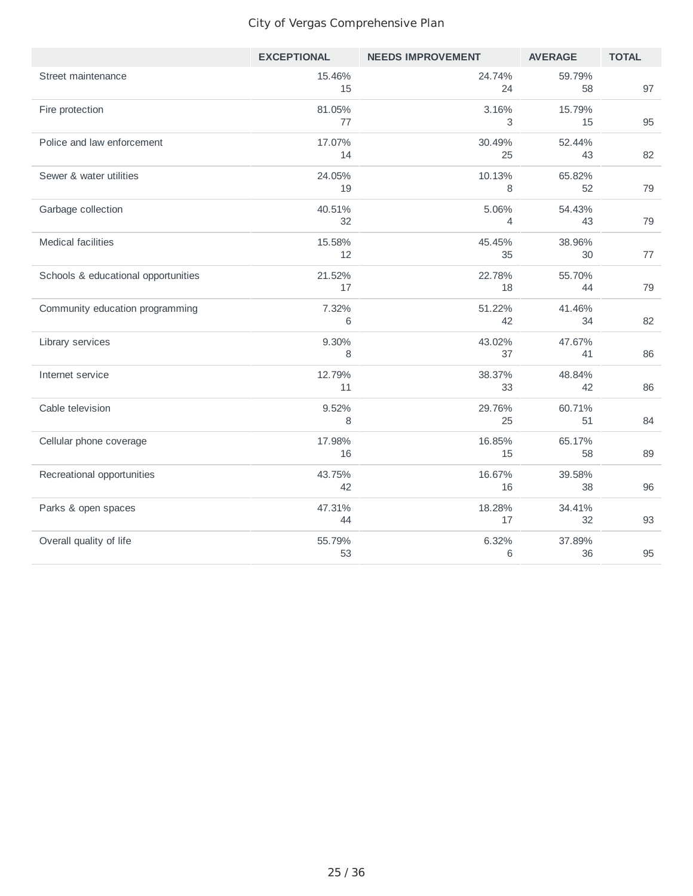| | EXCEPTIONAL | NEEDS IMPROVEMENT | AVERAGE | TOTAL |
|---|---|---|---|---|
| Street maintenance | 15.46%<br>15 | 24.74%<br>24 | 59.79%<br>58 | 97 |
| Fire protection | 81.05%<br>77 | 3.16%<br>3 | 15.79%<br>15 | 95 |
| Police and law enforcement | 17.07%<br>14 | 30.49%<br>25 | 52.44%<br>43 | 82 |
| Sewer & water utilities | 24.05%<br>19 | 10.13%<br>8 | 65.82%<br>52 | 79 |
| Garbage collection | 40.51%<br>32 | 5.06%<br>4 | 54.43%<br>43 | 79 |
| Medical facilities | 15.58%<br>12 | 45.45%<br>35 | 38.96%<br>30 | 77 |
| Schools & educational opportunities | 21.52%<br>17 | 22.78%<br>18 | 55.70%<br>44 | 79 |
| Community education programming | 7.32%<br>6 | 51.22%<br>42 | 41.46%<br>34 | 82 |
| Library services | 9.30%<br>8 | 43.02%<br>37 | 47.67%<br>41 | 86 |
| Internet service | 12.79%<br>11 | 38.37%<br>33 | 48.84%<br>42 | 86 |
| Cable television | 9.52%<br>8 | 29.76%<br>25 | 60.71%<br>51 | 84 |
| Cellular phone coverage | 17.98%<br>16 | 16.85%<br>15 | 65.17%<br>58 | 89 |
| Recreational opportunities | 43.75%<br>42 | 16.67%<br>16 | 39.58%<br>38 | 96 |
| Parks & open spaces | 47.31%<br>44 | 18.28%<br>17 | 34.41%<br>32 | 93 |
| Overall quality of life | 55.79%<br>53 | 6.32%<br>6 | 37.89%<br>36 | 95 |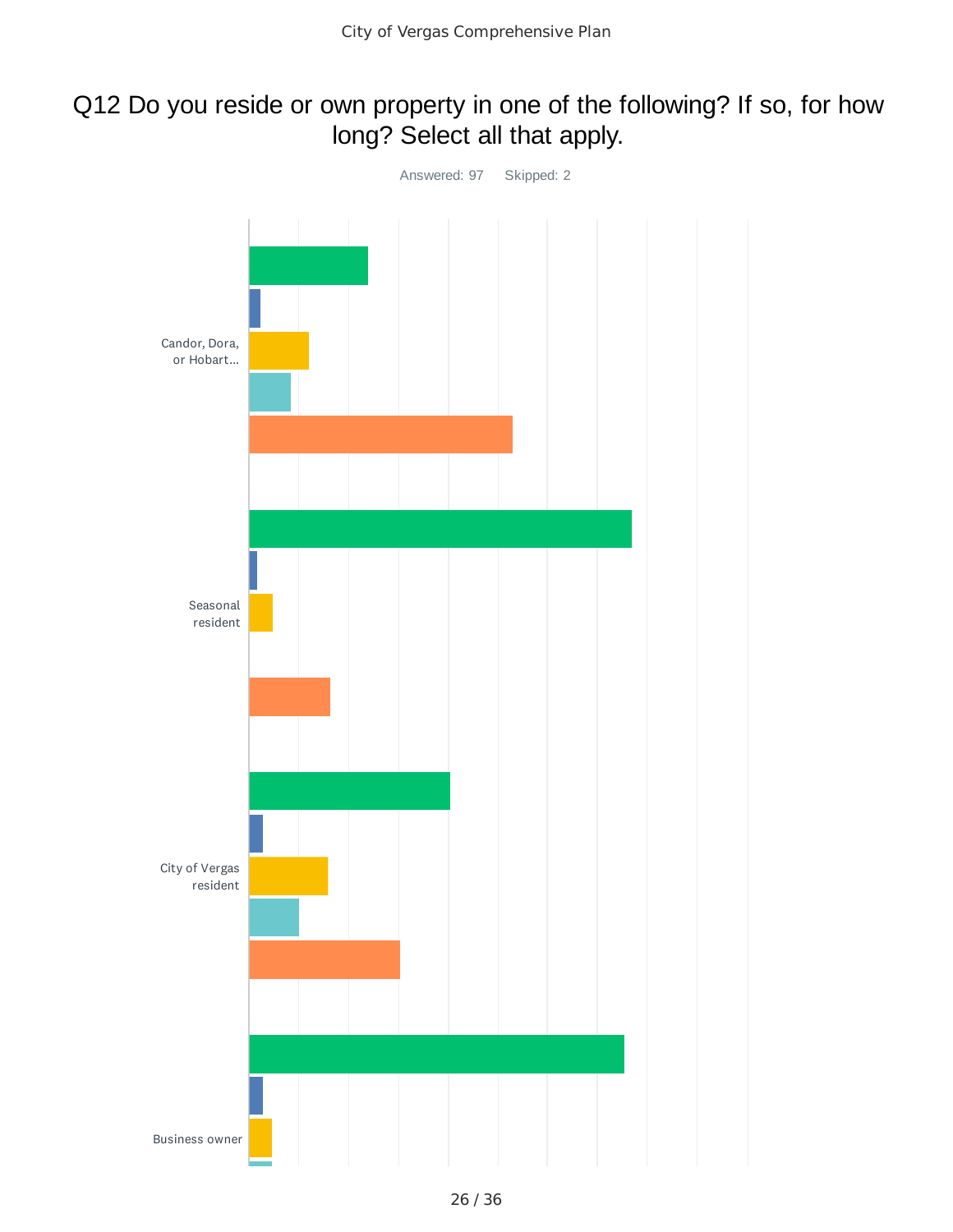# Q12 Do you reside or own property in one of the following? If so, for how long? Select all that apply.

Answered: 97    Skipped: 2

Candor, Dora, or Hobart...

Seasonal resident

City of Vergas resident

Business owner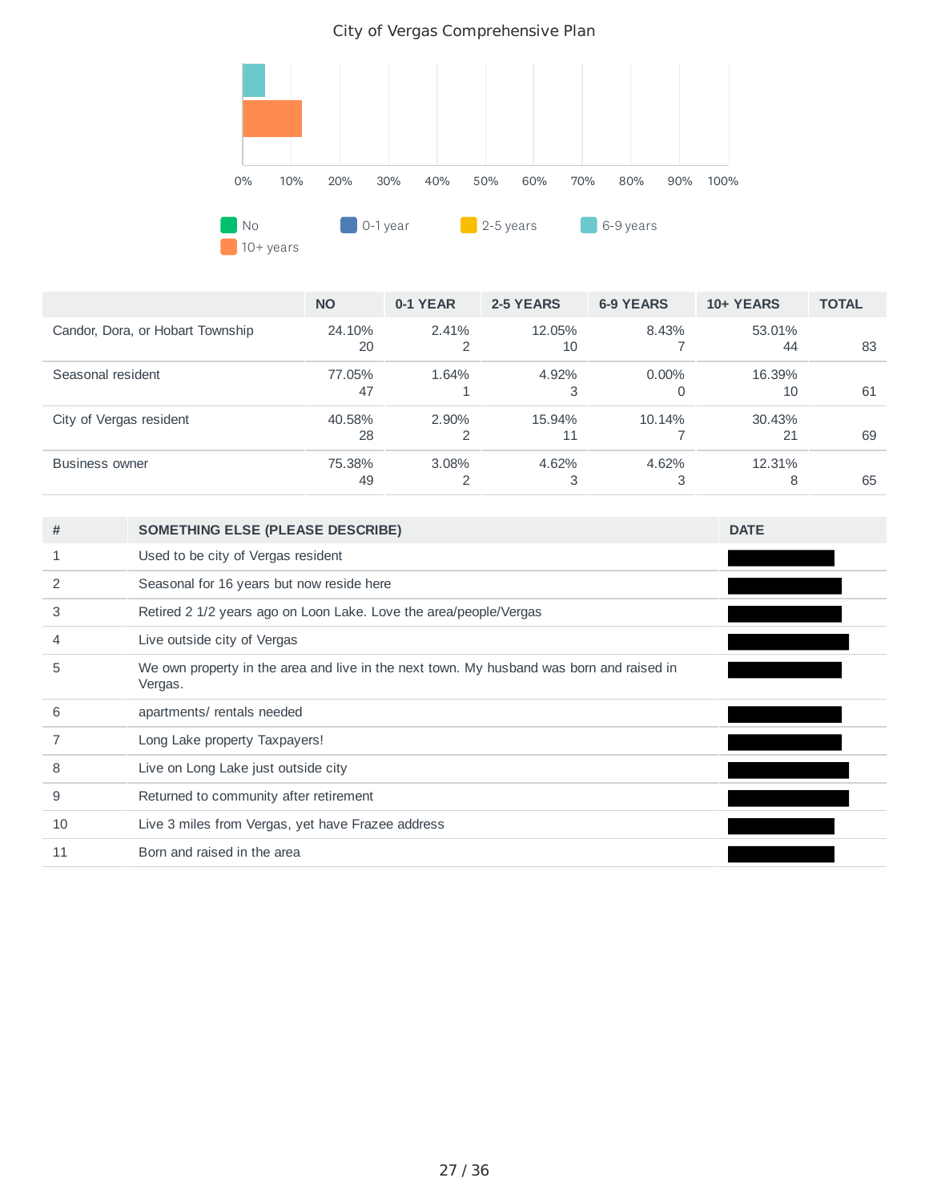City of Vergas Comprehensive Plan

No | 0-1 year | 2-5 years | 6-9 years | 10+ years

|  | NO | 0-1 YEAR | 2-5 YEARS | 6-9 YEARS | 10+ YEARS | TOTAL |
|---|---|---|---|---|---|---|
| Candor, Dora, or Hobart Township | 24.10% 20 | 2.41% 2 | 12.05% 10 | 8.43% 7 | 53.01% 44 | 83 |
| Seasonal resident | 77.05% 47 | 1.64% 1 | 4.92% 3 | 0.00% 0 | 16.39% 10 | 61 |
| City of Vergas resident | 40.58% 28 | 2.90% 2 | 15.94% 11 | 10.14% 7 | 30.43% 21 | 69 |
| Business owner | 75.38% 49 | 3.08% 2 | 4.62% 3 | 4.62% 3 | 12.31% 8 | 65 |

| # | SOMETHING ELSE (PLEASE DESCRIBE) | DATE |
|---|---|---|
| 1 | Used to be city of Vergas resident | |
| 2 | Seasonal for 16 years but now reside here | |
| 3 | Retired 2 1/2 years ago on Loon Lake. Love the area/people/Vergas | |
| 4 | Live outside city of Vergas | |
| 5 | We own property in the area and live in the next town. My husband was born and raised in Vergas. | |
| 6 | apartments/ rentals needed | |
| 7 | Long Lake property Taxpayers! | |
| 8 | Live on Long Lake just outside city | |
| 9 | Returned to community after retirement | |
| 10 | Live 3 miles from Vergas, yet have Frazee address | |
| 11 | Born and raised in the area | |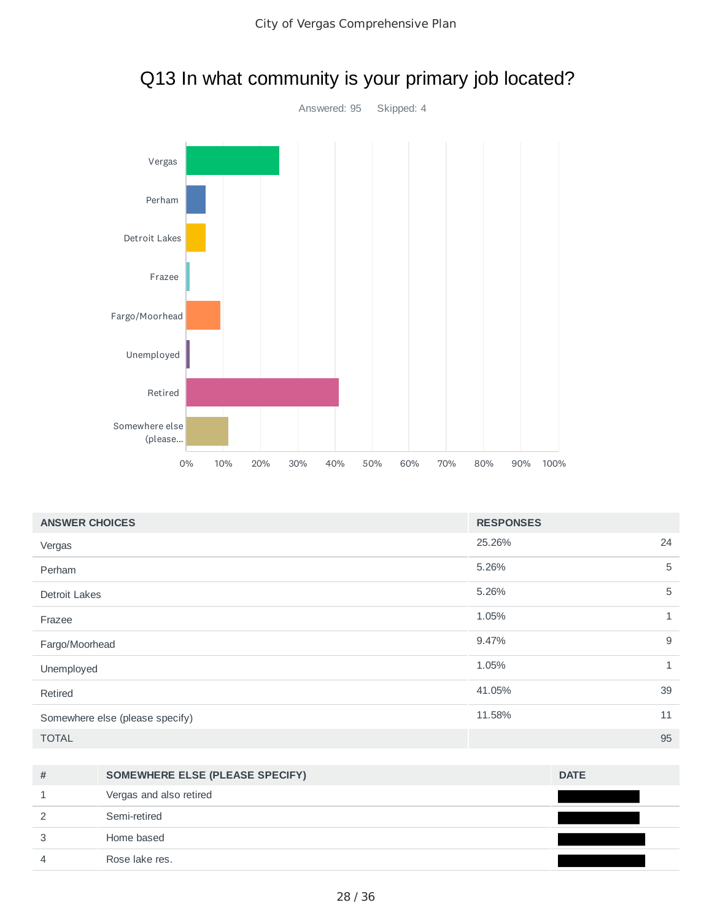# Q13 In what community is your primary job located?

Answered: 95 Skipped: 4

| ANSWER CHOICES | RESPONSES | |
|---|---|---|
| Vergas | 25.26% | 24 |
| Perham | 5.26% | 5 |
| Detroit Lakes | 5.26% | 5 |
| Frazee | 1.05% | 1 |
| Fargo/Moorhead | 9.47% | 9 |
| Unemployed | 1.05% | 1 |
| Retired | 41.05% | 39 |
| Somewhere else (please specify) | 11.58% | 11 |
| TOTAL | | 95 |

| # | SOMEWHERE ELSE (PLEASE SPECIFY) | DATE |
|---|---|---|
| 1 | Vergas and also retired | |
| 2 | Semi-retired | |
| 3 | Home based | |
| 4 | Rose lake res. | |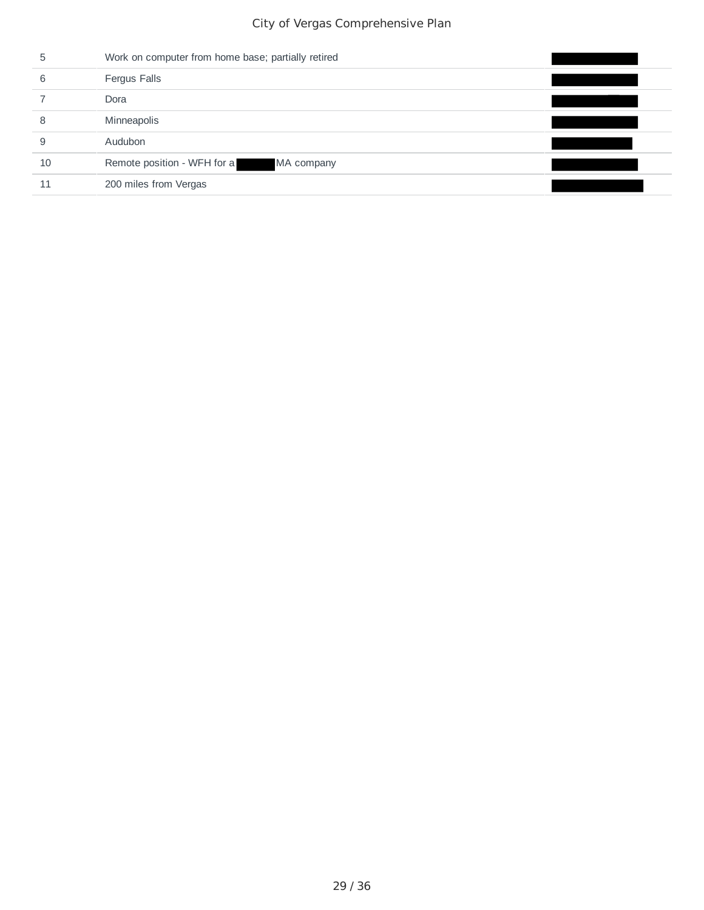| | | |
|---|---|---|
| 5 | Work on computer from home base; partially retired | |
| 6 | Fergus Falls | |
| 7 | Dora | |
| 8 | Minneapolis | |
| 9 | Audubon | |
| 10 | Remote position - WFH for a MA company | |
| 11 | 200 miles from Vergas | |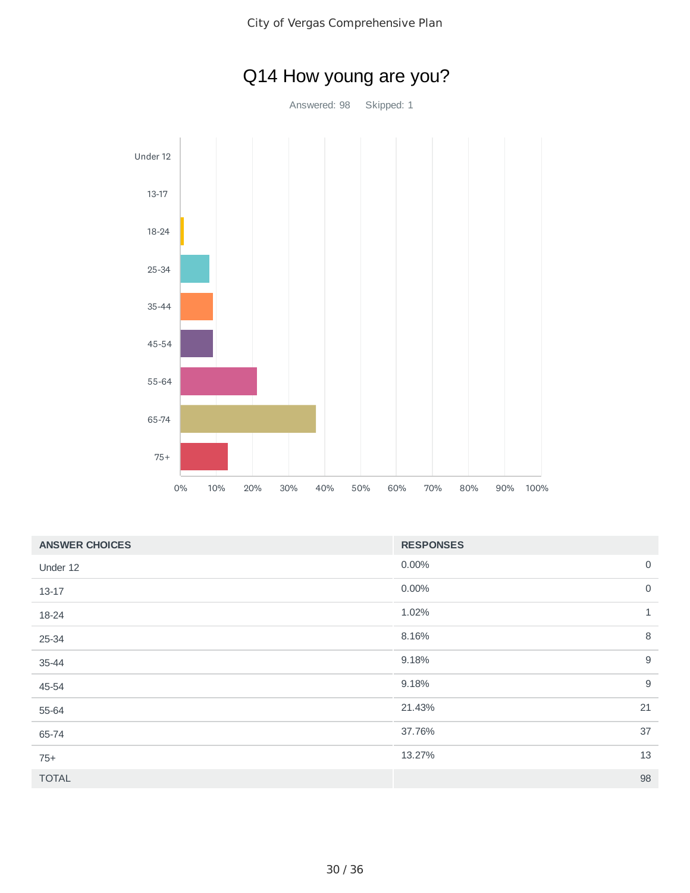# Q14 How young are you?

Answered: 98 Skipped: 1

| ANSWER CHOICES | RESPONSES | |
|---|---|---|
| Under 12 | 0.00% | 0 |
| 13-17 | 0.00% | 0 |
| 18-24 | 1.02% | 1 |
| 25-34 | 8.16% | 8 |
| 35-44 | 9.18% | 9 |
| 45-54 | 9.18% | 9 |
| 55-64 | 21.43% | 21 |
| 65-74 | 37.76% | 37 |
| 75+ | 13.27% | 13 |
| TOTAL | | 98 |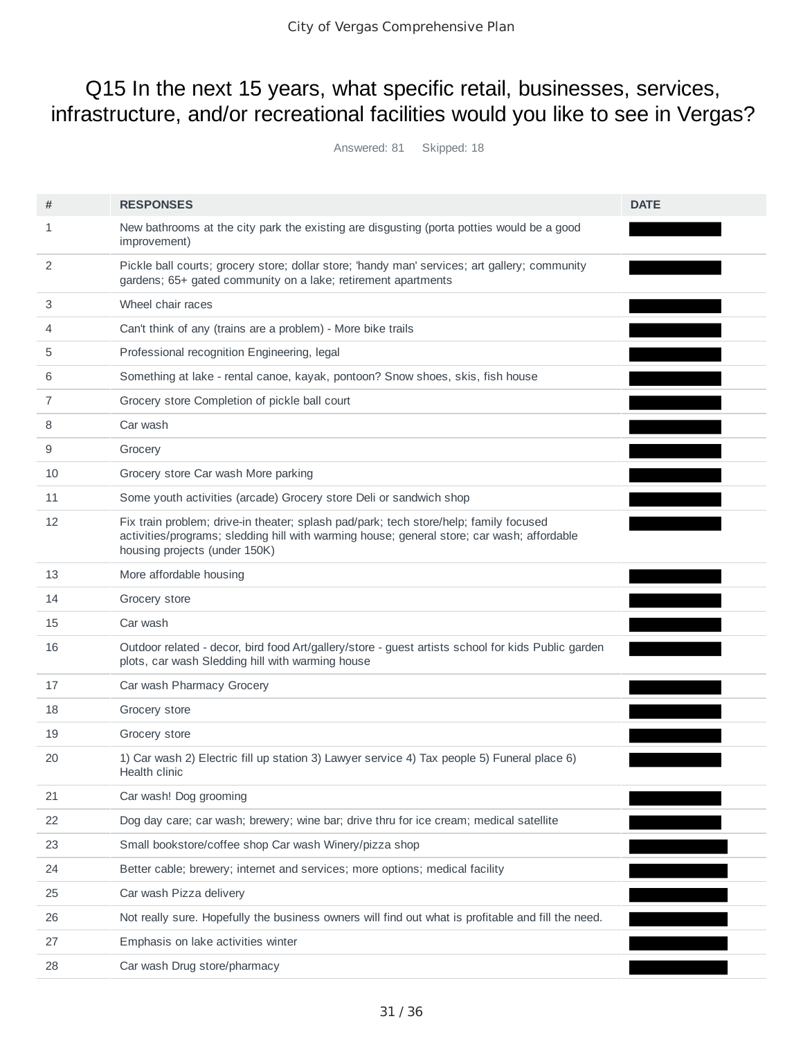# Q15 In the next 15 years, what specific retail, businesses, services, infrastructure, and/or recreational facilities would you like to see in Vergas?

Answered: 81 Skipped: 18

| # | RESPONSES | DATE |
|---|---|---|
| 1 | New bathrooms at the city park the existing are disgusting (porta potties would be a good improvement) | |
| 2 | Pickle ball courts; grocery store; dollar store; 'handy man' services; art gallery; community gardens; 65+ gated community on a lake; retirement apartments | |
| 3 | Wheel chair races | |
| 4 | Can't think of any (trains are a problem) - More bike trails | |
| 5 | Professional recognition Engineering, legal | |
| 6 | Something at lake - rental canoe, kayak, pontoon? Snow shoes, skis, fish house | |
| 7 | Grocery store Completion of pickle ball court | |
| 8 | Car wash | |
| 9 | Grocery | |
| 10 | Grocery store Car wash More parking | |
| 11 | Some youth activities (arcade) Grocery store Deli or sandwich shop | |
| 12 | Fix train problem; drive-in theater; splash pad/park; tech store/help; family focused activities/programs; sledding hill with warming house; general store; car wash; affordable housing projects (under 150K) | |
| 13 | More affordable housing | |
| 14 | Grocery store | |
| 15 | Car wash | |
| 16 | Outdoor related - decor, bird food Art/gallery/store - guest artists school for kids Public garden plots, car wash Sledding hill with warming house | |
| 17 | Car wash Pharmacy Grocery | |
| 18 | Grocery store | |
| 19 | Grocery store | |
| 20 | 1) Car wash 2) Electric fill up station 3) Lawyer service 4) Tax people 5) Funeral place 6) Health clinic | |
| 21 | Car wash! Dog grooming | |
| 22 | Dog day care; car wash; brewery; wine bar; drive thru for ice cream; medical satellite | |
| 23 | Small bookstore/coffee shop Car wash Winery/pizza shop | |
| 24 | Better cable; brewery; internet and services; more options; medical facility | |
| 25 | Car wash Pizza delivery | |
| 26 | Not really sure. Hopefully the business owners will find out what is profitable and fill the need. | |
| 27 | Emphasis on lake activities winter | |
| 28 | Car wash Drug store/pharmacy | |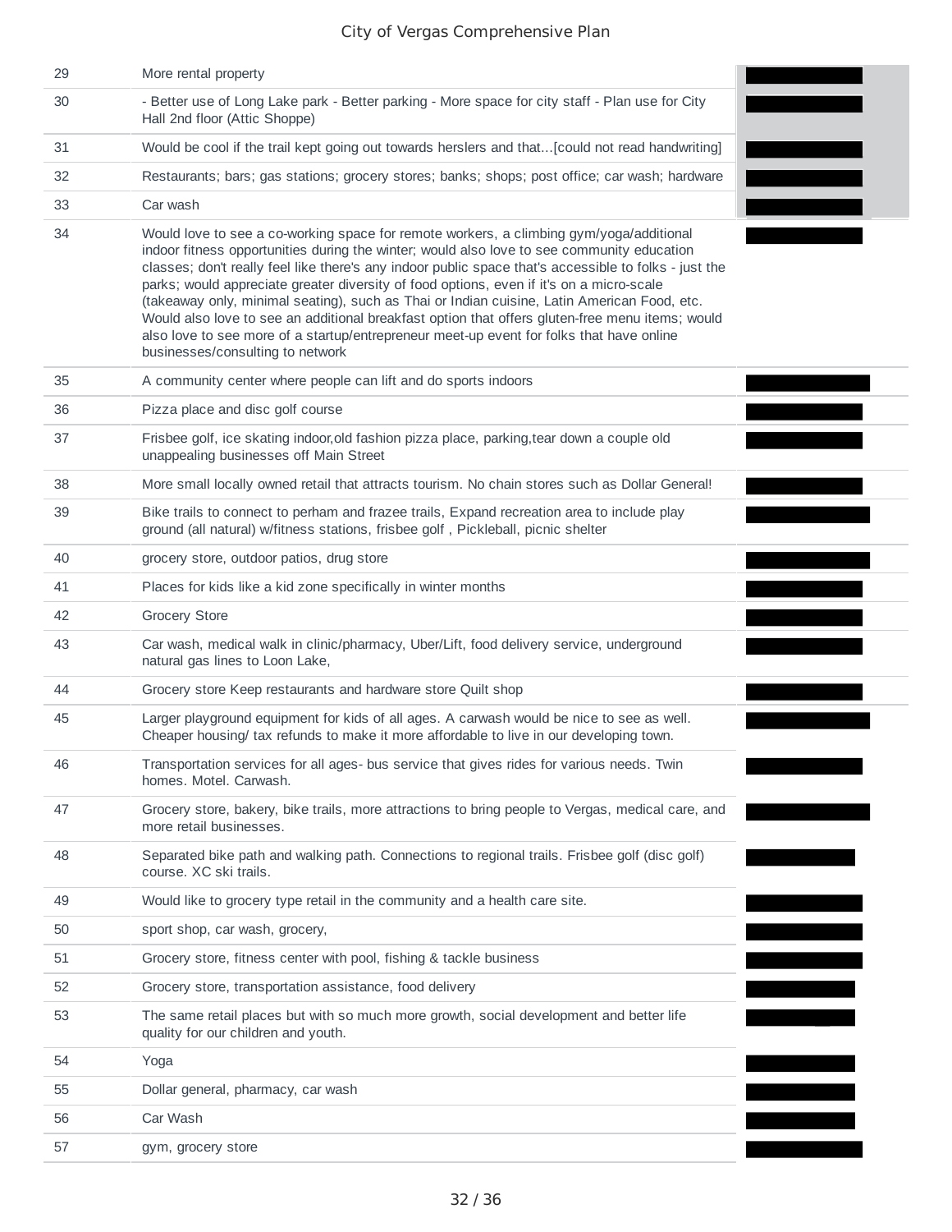| | | |
|---|---|---|
| 29 | More rental property | |
| 30 | - Better use of Long Lake park - Better parking - More space for city staff - Plan use for City Hall 2nd floor (Attic Shoppe) | |
| 31 | Would be cool if the trail kept going out towards herslers and that...[could not read handwriting] | |
| 32 | Restaurants; bars; gas stations; grocery stores; banks; shops; post office; car wash; hardware | |
| 33 | Car wash | |
| 34 | Would love to see a co-working space for remote workers, a climbing gym/yoga/additional indoor fitness opportunities during the winter; would also love to see community education classes; don't really feel like there's any indoor public space that's accessible to folks - just the parks; would appreciate greater diversity of food options, even if it's on a micro-scale (takeaway only, minimal seating), such as Thai or Indian cuisine, Latin American Food, etc. Would also love to see an additional breakfast option that offers gluten-free menu items; would also love to see more of a startup/entrepreneur meet-up event for folks that have online businesses/consulting to network | |
| 35 | A community center where people can lift and do sports indoors | |
| 36 | Pizza place and disc golf course | |
| 37 | Frisbee golf, ice skating indoor,old fashion pizza place, parking,tear down a couple old unappealing businesses off Main Street | |
| 38 | More small locally owned retail that attracts tourism. No chain stores such as Dollar General! | |
| 39 | Bike trails to connect to perham and frazee trails, Expand recreation area to include play ground (all natural) w/fitness stations, frisbee golf , Pickleball, picnic shelter | |
| 40 | grocery store, outdoor patios, drug store | |
| 41 | Places for kids like a kid zone specifically in winter months | |
| 42 | Grocery Store | |
| 43 | Car wash, medical walk in clinic/pharmacy, Uber/Lift, food delivery service, underground natural gas lines to Loon Lake, | |
| 44 | Grocery store Keep restaurants and hardware store Quilt shop | |
| 45 | Larger playground equipment for kids of all ages. A carwash would be nice to see as well. Cheaper housing/ tax refunds to make it more affordable to live in our developing town. | |
| 46 | Transportation services for all ages- bus service that gives rides for various needs. Twin homes. Motel. Carwash. | |
| 47 | Grocery store, bakery, bike trails, more attractions to bring people to Vergas, medical care, and more retail businesses. | |
| 48 | Separated bike path and walking path. Connections to regional trails. Frisbee golf (disc golf) course. XC ski trails. | |
| 49 | Would like to grocery type retail in the community and a health care site. | |
| 50 | sport shop, car wash, grocery, | |
| 51 | Grocery store, fitness center with pool, fishing & tackle business | |
| 52 | Grocery store, transportation assistance, food delivery | |
| 53 | The same retail places but with so much more growth, social development and better life quality for our children and youth. | |
| 54 | Yoga | |
| 55 | Dollar general, pharmacy, car wash | |
| 56 | Car Wash | |
| 57 | gym, grocery store | |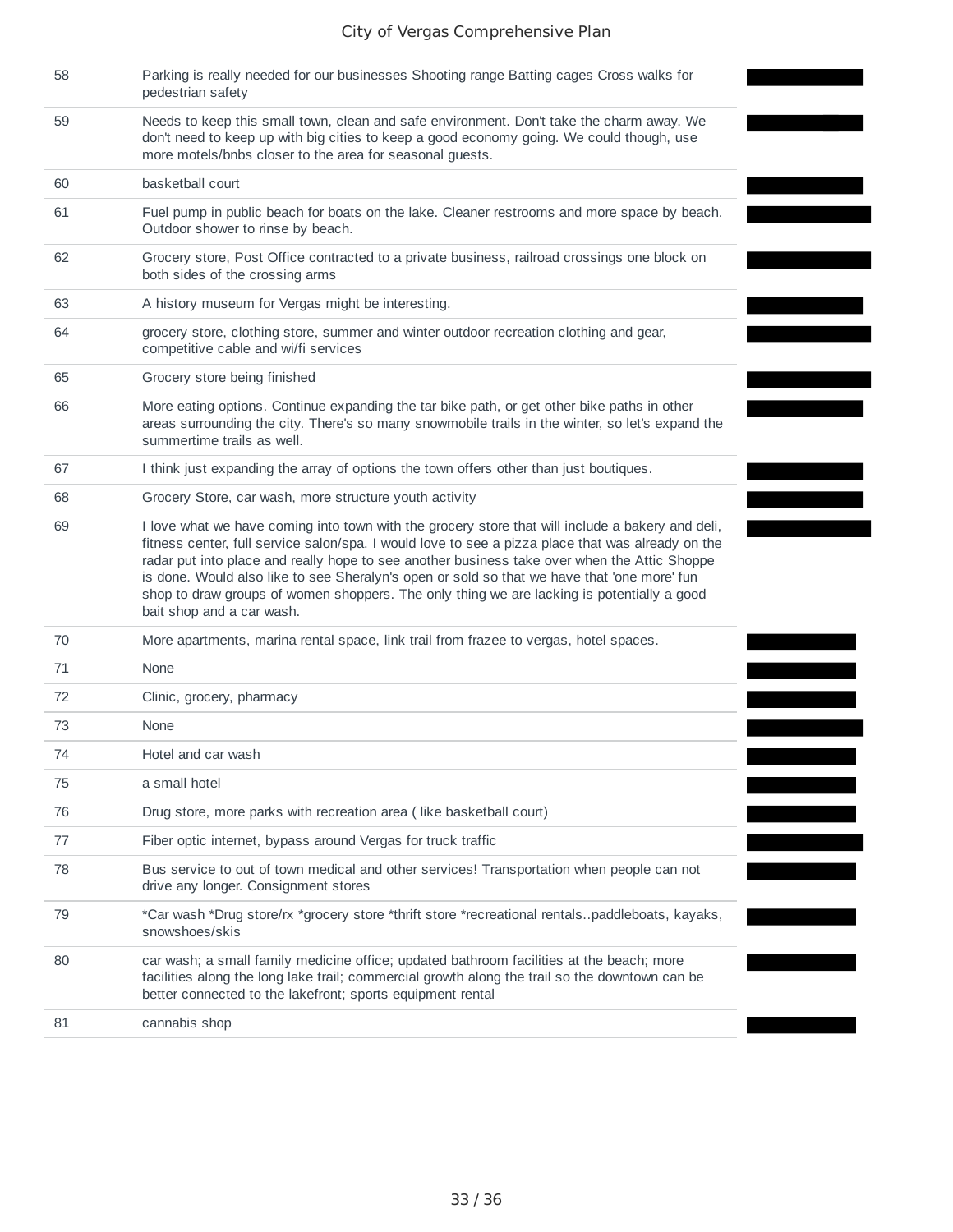| | | |
|---|---|---|
| 58 | Parking is really needed for our businesses Shooting range Batting cages Cross walks for pedestrian safety | |
| 59 | Needs to keep this small town, clean and safe environment. Don't take the charm away. We don't need to keep up with big cities to keep a good economy going. We could though, use more motels/bnbs closer to the area for seasonal guests. | |
| 60 | basketball court | |
| 61 | Fuel pump in public beach for boats on the lake. Cleaner restrooms and more space by beach. Outdoor shower to rinse by beach. | |
| 62 | Grocery store, Post Office contracted to a private business, railroad crossings one block on both sides of the crossing arms | |
| 63 | A history museum for Vergas might be interesting. | |
| 64 | grocery store, clothing store, summer and winter outdoor recreation clothing and gear, competitive cable and wi/fi services | |
| 65 | Grocery store being finished | |
| 66 | More eating options. Continue expanding the tar bike path, or get other bike paths in other areas surrounding the city. There's so many snowmobile trails in the winter, so let's expand the summertime trails as well. | |
| 67 | I think just expanding the array of options the town offers other than just boutiques. | |
| 68 | Grocery Store, car wash, more structure youth activity | |
| 69 | I love what we have coming into town with the grocery store that will include a bakery and deli, fitness center, full service salon/spa. I would love to see a pizza place that was already on the radar put into place and really hope to see another business take over when the Attic Shoppe is done. Would also like to see Sheralyn's open or sold so that we have that 'one more' fun shop to draw groups of women shoppers. The only thing we are lacking is potentially a good bait shop and a car wash. | |
| 70 | More apartments, marina rental space, link trail from frazee to vergas, hotel spaces. | |
| 71 | None | |
| 72 | Clinic, grocery, pharmacy | |
| 73 | None | |
| 74 | Hotel and car wash | |
| 75 | a small hotel | |
| 76 | Drug store, more parks with recreation area ( like basketball court) | |
| 77 | Fiber optic internet, bypass around Vergas for truck traffic | |
| 78 | Bus service to out of town medical and other services! Transportation when people can not drive any longer. Consignment stores | |
| 79 | *Car wash *Drug store/rx *grocery store *thrift store *recreational rentals..paddleboats, kayaks, snowshoes/skis | |
| 80 | car wash; a small family medicine office; updated bathroom facilities at the beach; more facilities along the long lake trail; commercial growth along the trail so the downtown can be better connected to the lakefront; sports equipment rental | |
| 81 | cannabis shop | |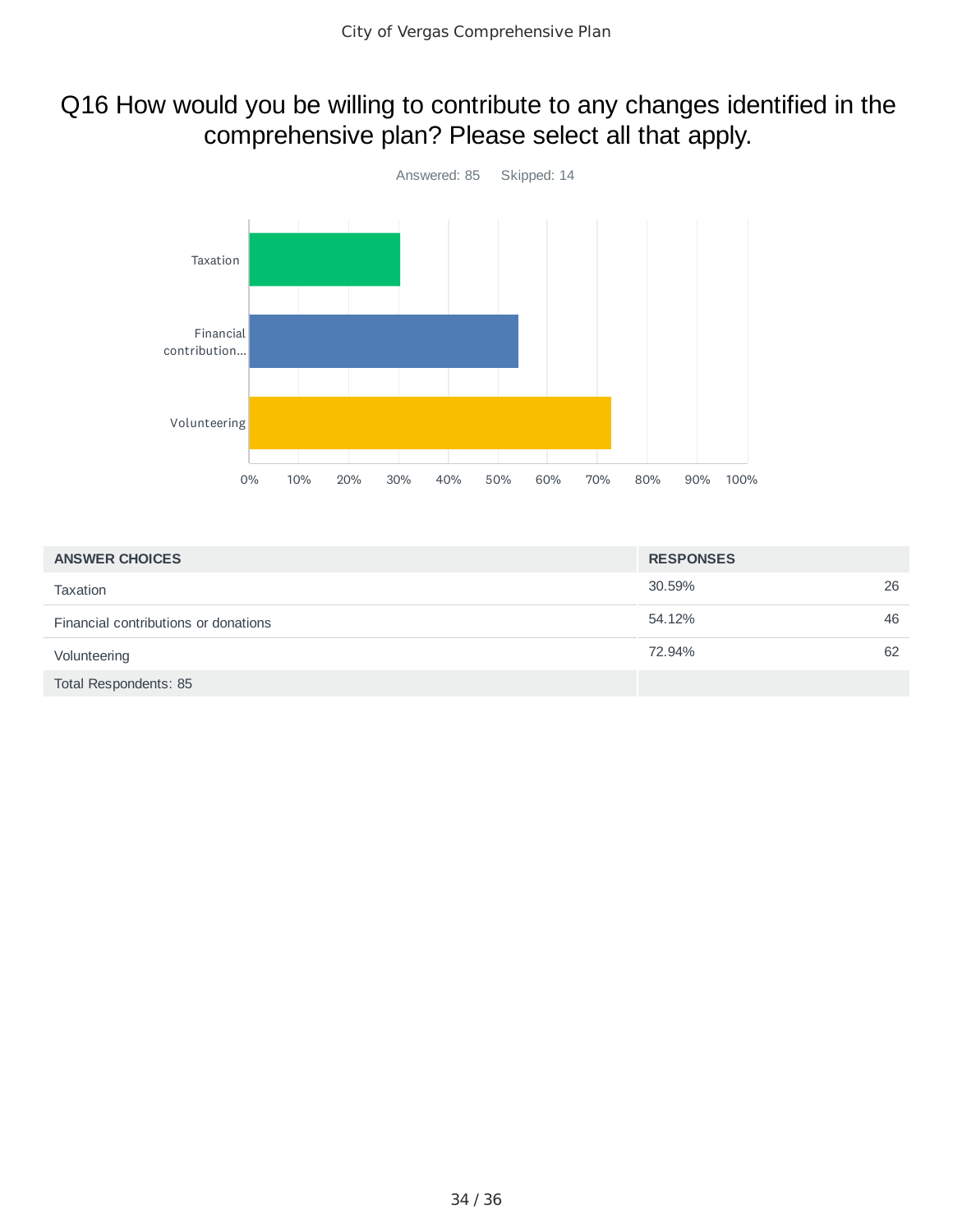# Q16 How would you be willing to contribute to any changes identified in the comprehensive plan? Please select all that apply.

Answered: 85 Skipped: 14

| ANSWER CHOICES | RESPONSES | |
|---|---|---|
| Taxation | 30.59% | 26 |
| Financial contributions or donations | 54.12% | 46 |
| Volunteering | 72.94% | 62 |
| Total Respondents: 85 | | |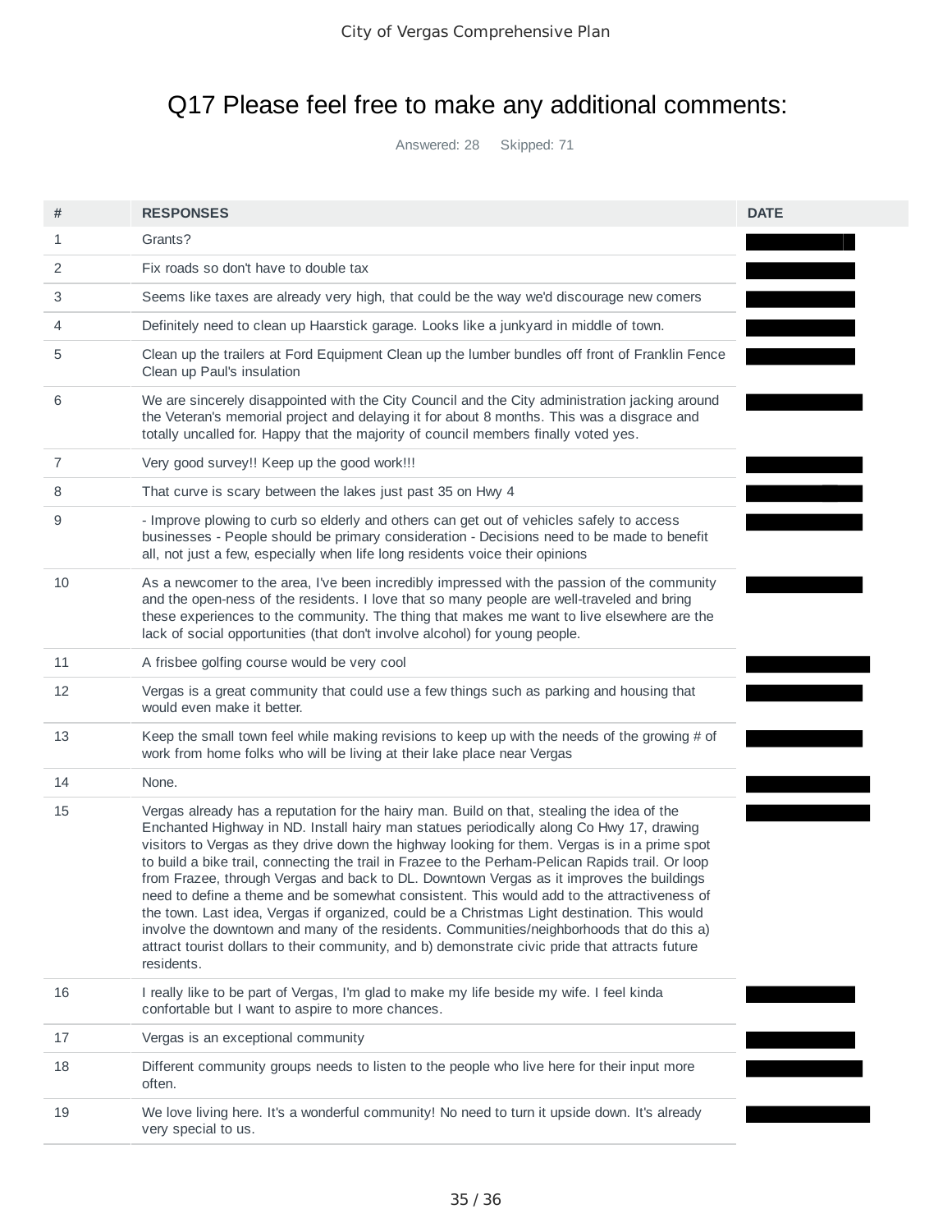# Q17 Please feel free to make any additional comments:

Answered: 28 Skipped: 71

| # | RESPONSES | DATE |
|---|---|---|
| 1 | Grants? | |
| 2 | Fix roads so don't have to double tax | |
| 3 | Seems like taxes are already very high, that could be the way we'd discourage new comers | |
| 4 | Definitely need to clean up Haarstick garage. Looks like a junkyard in middle of town. | |
| 5 | Clean up the trailers at Ford Equipment Clean up the lumber bundles off front of Franklin Fence Clean up Paul's insulation | |
| 6 | We are sincerely disappointed with the City Council and the City administration jacking around the Veteran's memorial project and delaying it for about 8 months. This was a disgrace and totally uncalled for. Happy that the majority of council members finally voted yes. | |
| 7 | Very good survey!! Keep up the good work!!! | |
| 8 | That curve is scary between the lakes just past 35 on Hwy 4 | |
| 9 | - Improve plowing to curb so elderly and others can get out of vehicles safely to access businesses - People should be primary consideration - Decisions need to be made to benefit all, not just a few, especially when life long residents voice their opinions | |
| 10 | As a newcomer to the area, I've been incredibly impressed with the passion of the community and the open-ness of the residents. I love that so many people are well-traveled and bring these experiences to the community. The thing that makes me want to live elsewhere are the lack of social opportunities (that don't involve alcohol) for young people. | |
| 11 | A frisbee golfing course would be very cool | |
| 12 | Vergas is a great community that could use a few things such as parking and housing that would even make it better. | |
| 13 | Keep the small town feel while making revisions to keep up with the needs of the growing # of work from home folks who will be living at their lake place near Vergas | |
| 14 | None. | |
| 15 | Vergas already has a reputation for the hairy man. Build on that, stealing the idea of the Enchanted Highway in ND. Install hairy man statues periodically along Co Hwy 17, drawing visitors to Vergas as they drive down the highway looking for them. Vergas is in a prime spot to build a bike trail, connecting the trail in Frazee to the Perham-Pelican Rapids trail. Or loop from Frazee, through Vergas and back to DL. Downtown Vergas as it improves the buildings need to define a theme and be somewhat consistent. This would add to the attractiveness of the town. Last idea, Vergas if organized, could be a Christmas Light destination. This would involve the downtown and many of the residents. Communities/neighborhoods that do this a) attract tourist dollars to their community, and b) demonstrate civic pride that attracts future residents. | |
| 16 | I really like to be part of Vergas, I'm glad to make my life beside my wife. I feel kinda confortable but I want to aspire to more chances. | |
| 17 | Vergas is an exceptional community | |
| 18 | Different community groups needs to listen to the people who live here for their input more often. | |
| 19 | We love living here. It's a wonderful community! No need to turn it upside down. It's already very special to us. | |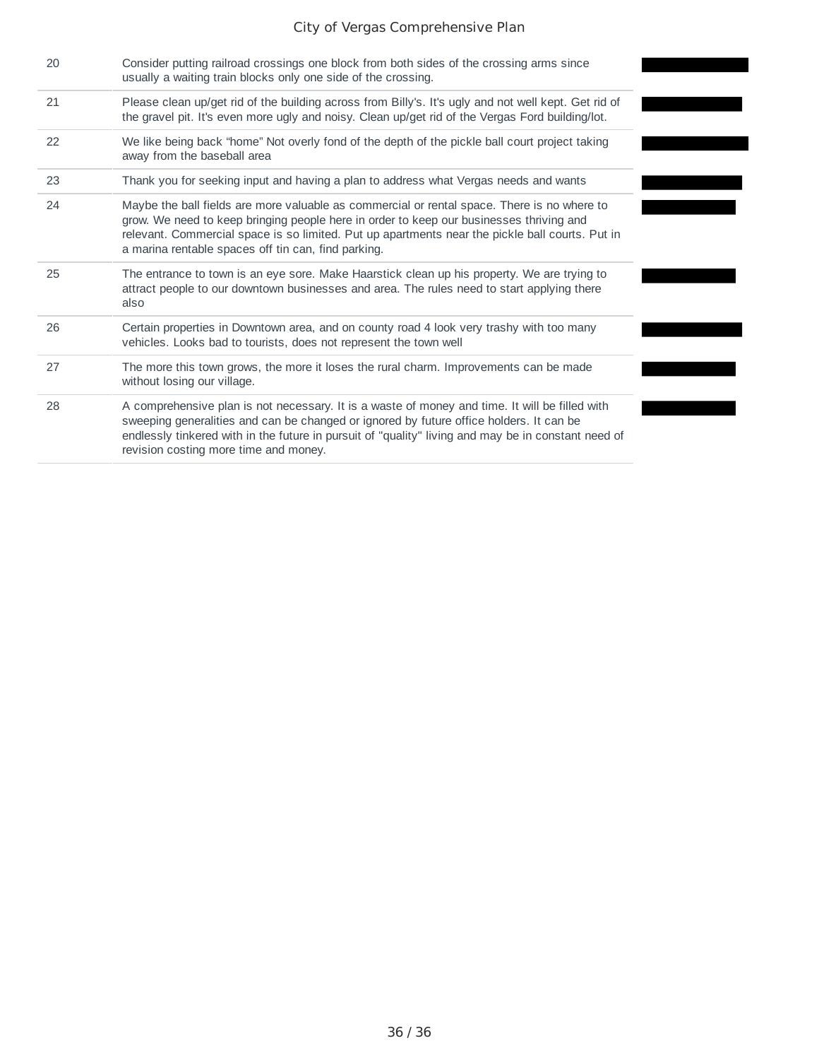| | | |
|---|---|---|
| 20 | Consider putting railroad crossings one block from both sides of the crossing arms since usually a waiting train blocks only one side of the crossing. | |
| 21 | Please clean up/get rid of the building across from Billy's. It's ugly and not well kept. Get rid of the gravel pit. It's even more ugly and noisy. Clean up/get rid of the Vergas Ford building/lot. | |
| 22 | We like being back "home" Not overly fond of the depth of the pickle ball court project taking away from the baseball area | |
| 23 | Thank you for seeking input and having a plan to address what Vergas needs and wants | |
| 24 | Maybe the ball fields are more valuable as commercial or rental space. There is no where to grow. We need to keep bringing people here in order to keep our businesses thriving and relevant. Commercial space is so limited. Put up apartments near the pickle ball courts. Put in a marina rentable spaces off tin can, find parking. | |
| 25 | The entrance to town is an eye sore. Make Haarstick clean up his property. We are trying to attract people to our downtown businesses and area. The rules need to start applying there also | |
| 26 | Certain properties in Downtown area, and on county road 4 look very trashy with too many vehicles. Looks bad to tourists, does not represent the town well | |
| 27 | The more this town grows, the more it loses the rural charm. Improvements can be made without losing our village. | |
| 28 | A comprehensive plan is not necessary. It is a waste of money and time. It will be filled with sweeping generalities and can be changed or ignored by future office holders. It can be endlessly tinkered with in the future in pursuit of "quality" living and may be in constant need of revision costing more time and money. | |